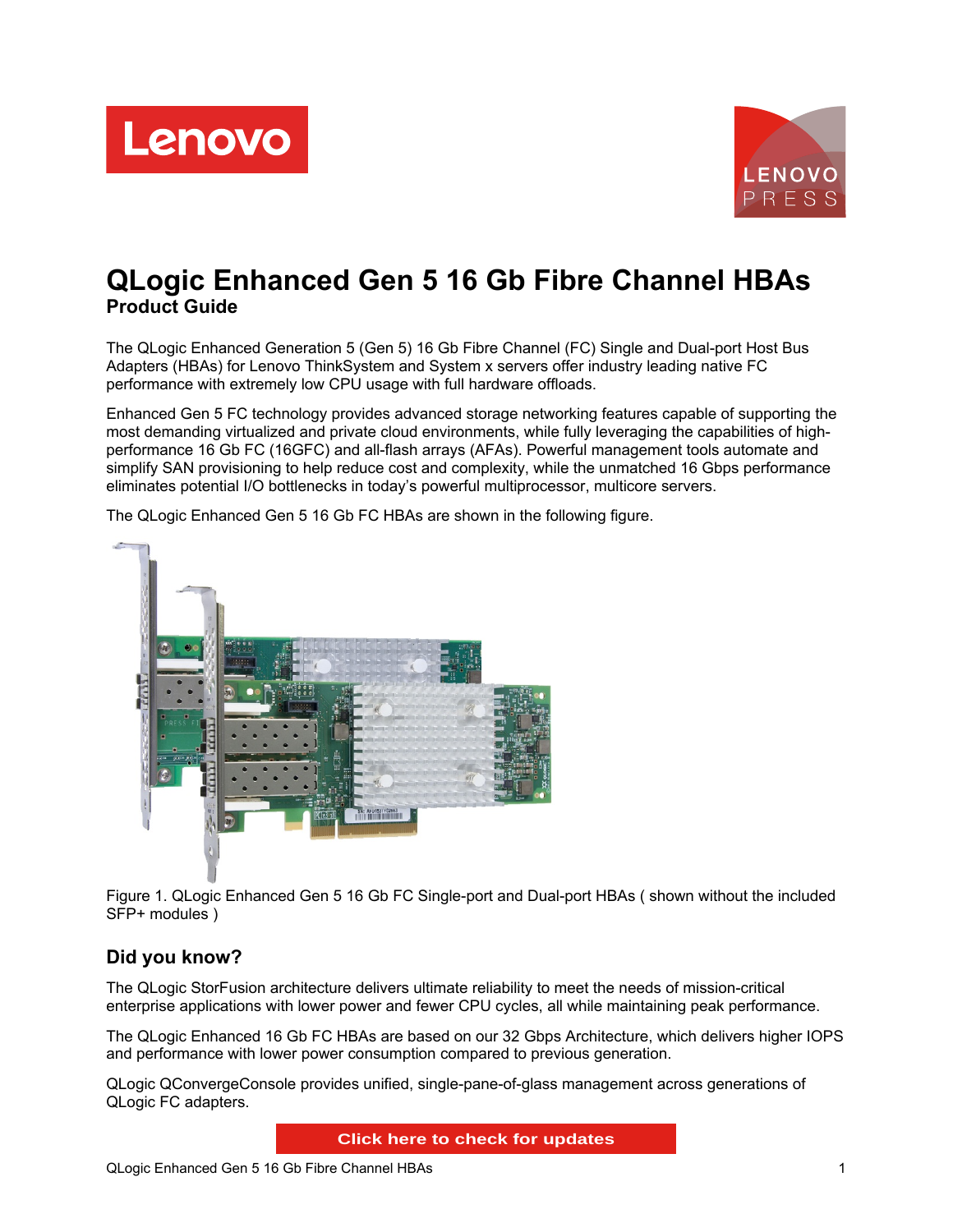# QLogic Enhanced Gen 5 16 Gb Fibre Channel HBAs

## Product Guide

The QLogic Enhanced Generation 5 (Gen 5) 16 Gb Fibre Channel (FC) Single and Dual-port Host Bus Adapters (HBAs) for Lenovo ThinkSystem and System x servers offer industry leading native FC performance with extremely low CPU usage with full hardware offloads.

Enhanced Gen 5 FC technology provides advanced storage networking features capable of supporting the most demanding virtualized and private cloud environments, while fully leveraging the capabilities of high-performance 16 Gb FC (16GFC) and all-flash arrays (AFAs). Powerful management tools automate and simplify SAN provisioning to help reduce cost and complexity, while the unmatched 16 Gbps performance eliminates potential I/O bottlenecks in today's powerful multiprocessor, multicore servers.

The QLogic Enhanced Gen 5 16 Gb FC HBAs are shown in the following figure.

Figure 1. QLogic Enhanced Gen 5 16 Gb FC Single-port and Dual-port HBAs ( shown without the included SFP+ modules )

## Did you know?

The QLogic StorFusion architecture delivers ultimate reliability to meet the needs of mission-critical enterprise applications with lower power and fewer CPU cycles, all while maintaining peak performance.

The QLogic Enhanced 16 Gb FC HBAs are based on our 32 Gbps Architecture, which delivers higher IOPS and performance with lower power consumption compared to previous generation.

QLogic QConvergeConsole provides unified, single-pane-of-glass management across generations of QLogic FC adapters.

Click here to check for updates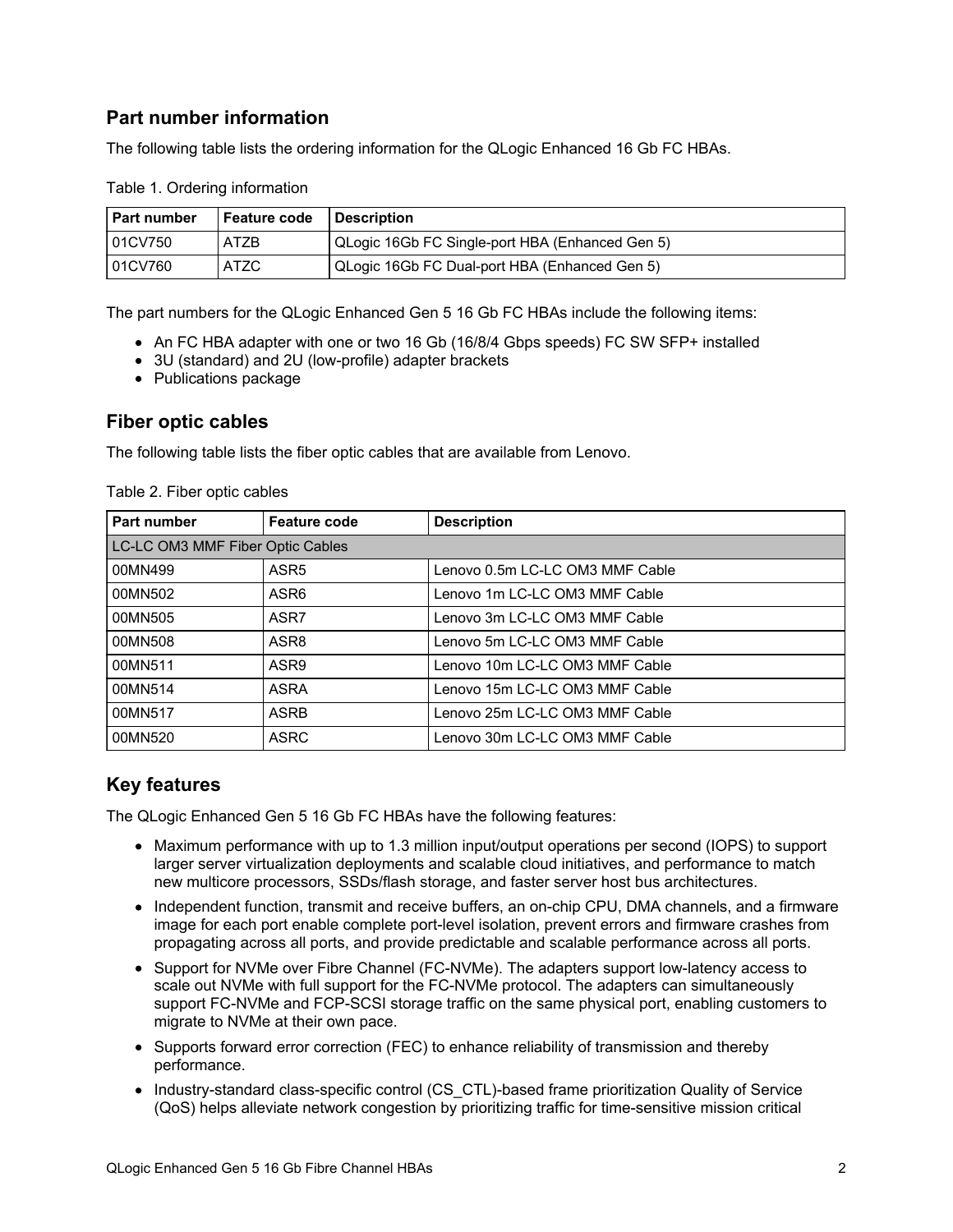## Part number information

The following table lists the ordering information for the QLogic Enhanced 16 Gb FC HBAs.

Table 1. Ordering information

| Part number | Feature code | Description |
| --- | --- | --- |
| 01CV750 | ATZB | QLogic 16Gb FC Single-port HBA (Enhanced Gen 5) |
| 01CV760 | ATZC | QLogic 16Gb FC Dual-port HBA (Enhanced Gen 5) |

The part numbers for the QLogic Enhanced Gen 5 16 Gb FC HBAs include the following items:

- An FC HBA adapter with one or two 16 Gb (16/8/4 Gbps speeds) FC SW SFP+ installed
- 3U (standard) and 2U (low-profile) adapter brackets
- Publications package

## Fiber optic cables

The following table lists the fiber optic cables that are available from Lenovo.

Table 2. Fiber optic cables

| Part number | Feature code | Description |
| --- | --- | --- |
| LC-LC OM3 MMF Fiber Optic Cables | | |
| 00MN499 | ASR5 | Lenovo 0.5m LC-LC OM3 MMF Cable |
| 00MN502 | ASR6 | Lenovo 1m LC-LC OM3 MMF Cable |
| 00MN505 | ASR7 | Lenovo 3m LC-LC OM3 MMF Cable |
| 00MN508 | ASR8 | Lenovo 5m LC-LC OM3 MMF Cable |
| 00MN511 | ASR9 | Lenovo 10m LC-LC OM3 MMF Cable |
| 00MN514 | ASRA | Lenovo 15m LC-LC OM3 MMF Cable |
| 00MN517 | ASRB | Lenovo 25m LC-LC OM3 MMF Cable |
| 00MN520 | ASRC | Lenovo 30m LC-LC OM3 MMF Cable |

## Key features

The QLogic Enhanced Gen 5 16 Gb FC HBAs have the following features:

- Maximum performance with up to 1.3 million input/output operations per second (IOPS) to support larger server virtualization deployments and scalable cloud initiatives, and performance to match new multicore processors, SSDs/flash storage, and faster server host bus architectures.
- Independent function, transmit and receive buffers, an on-chip CPU, DMA channels, and a firmware image for each port enable complete port-level isolation, prevent errors and firmware crashes from propagating across all ports, and provide predictable and scalable performance across all ports.
- Support for NVMe over Fibre Channel (FC-NVMe). The adapters support low-latency access to scale out NVMe with full support for the FC-NVMe protocol. The adapters can simultaneously support FC-NVMe and FCP-SCSI storage traffic on the same physical port, enabling customers to migrate to NVMe at their own pace.
- Supports forward error correction (FEC) to enhance reliability of transmission and thereby performance.
- Industry-standard class-specific control (CS_CTL)-based frame prioritization Quality of Service (QoS) helps alleviate network congestion by prioritizing traffic for time-sensitive mission critical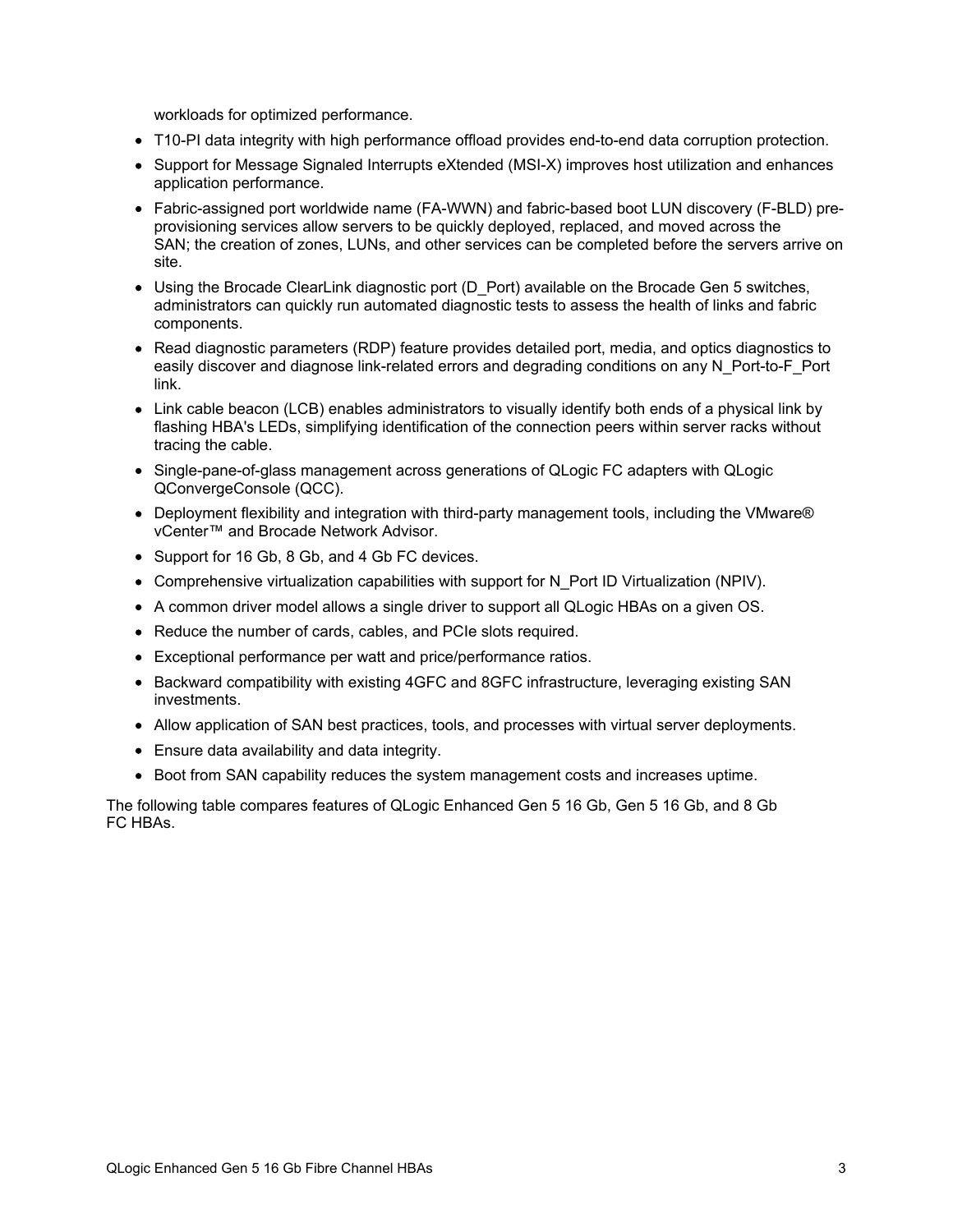workloads for optimized performance.

- T10-PI data integrity with high performance offload provides end-to-end data corruption protection.
- Support for Message Signaled Interrupts eXtended (MSI-X) improves host utilization and enhances application performance.
- Fabric-assigned port worldwide name (FA-WWN) and fabric-based boot LUN discovery (F-BLD) pre-provisioning services allow servers to be quickly deployed, replaced, and moved across the SAN; the creation of zones, LUNs, and other services can be completed before the servers arrive on site.
- Using the Brocade ClearLink diagnostic port (D_Port) available on the Brocade Gen 5 switches, administrators can quickly run automated diagnostic tests to assess the health of links and fabric components.
- Read diagnostic parameters (RDP) feature provides detailed port, media, and optics diagnostics to easily discover and diagnose link-related errors and degrading conditions on any N_Port-to-F_Port link.
- Link cable beacon (LCB) enables administrators to visually identify both ends of a physical link by flashing HBA's LEDs, simplifying identification of the connection peers within server racks without tracing the cable.
- Single-pane-of-glass management across generations of QLogic FC adapters with QLogic QConvergeConsole (QCC).
- Deployment flexibility and integration with third-party management tools, including the VMware® vCenter™ and Brocade Network Advisor.
- Support for 16 Gb, 8 Gb, and 4 Gb FC devices.
- Comprehensive virtualization capabilities with support for N_Port ID Virtualization (NPIV).
- A common driver model allows a single driver to support all QLogic HBAs on a given OS.
- Reduce the number of cards, cables, and PCIe slots required.
- Exceptional performance per watt and price/performance ratios.
- Backward compatibility with existing 4GFC and 8GFC infrastructure, leveraging existing SAN investments.
- Allow application of SAN best practices, tools, and processes with virtual server deployments.
- Ensure data availability and data integrity.
- Boot from SAN capability reduces the system management costs and increases uptime.

The following table compares features of QLogic Enhanced Gen 5 16 Gb, Gen 5 16 Gb, and 8 Gb FC HBAs.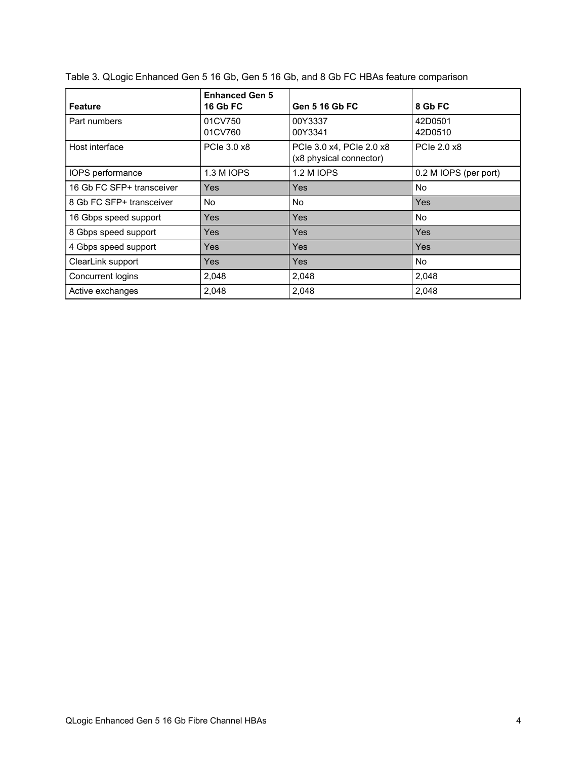Table 3. QLogic Enhanced Gen 5 16 Gb, Gen 5 16 Gb, and 8 Gb FC HBAs feature comparison

| Feature | Enhanced Gen 5 16 Gb FC | Gen 5 16 Gb FC | 8 Gb FC |
|---|---|---|---|
| Part numbers | 01CV750<br>01CV760 | 00Y3337<br>00Y3341 | 42D0501<br>42D0510 |
| Host interface | PCIe 3.0 x8 | PCIe 3.0 x4, PCIe 2.0 x8 (x8 physical connector) | PCIe 2.0 x8 |
| IOPS performance | 1.3 M IOPS | 1.2 M IOPS | 0.2 M IOPS (per port) |
| 16 Gb FC SFP+ transceiver | Yes | Yes | No |
| 8 Gb FC SFP+ transceiver | No | No | Yes |
| 16 Gbps speed support | Yes | Yes | No |
| 8 Gbps speed support | Yes | Yes | Yes |
| 4 Gbps speed support | Yes | Yes | Yes |
| ClearLink support | Yes | Yes | No |
| Concurrent logins | 2,048 | 2,048 | 2,048 |
| Active exchanges | 2,048 | 2,048 | 2,048 |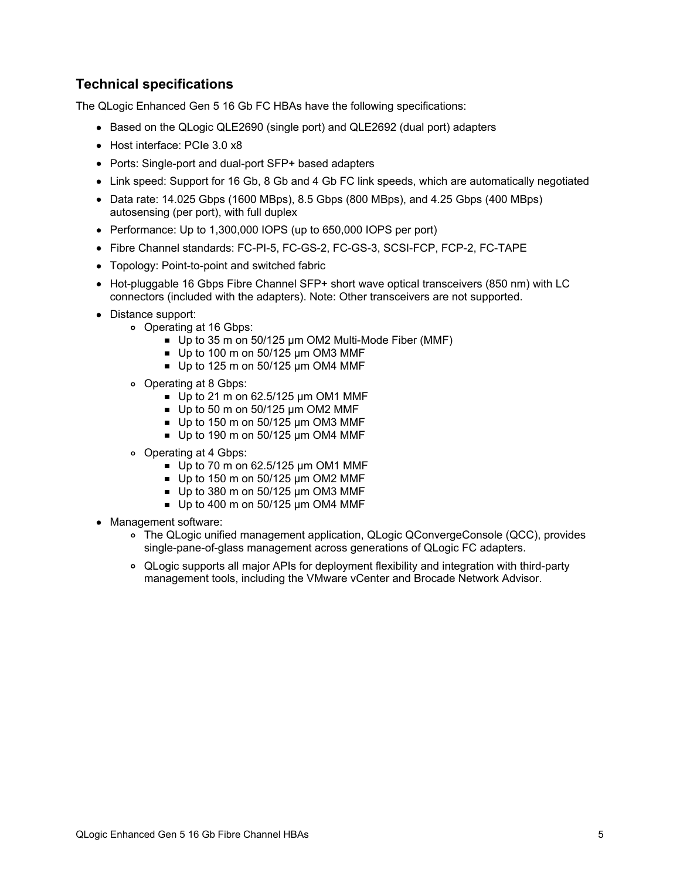## Technical specifications

The QLogic Enhanced Gen 5 16 Gb FC HBAs have the following specifications:

- Based on the QLogic QLE2690 (single port) and QLE2692 (dual port) adapters
- Host interface: PCIe 3.0 x8
- Ports: Single-port and dual-port SFP+ based adapters
- Link speed: Support for 16 Gb, 8 Gb and 4 Gb FC link speeds, which are automatically negotiated
- Data rate: 14.025 Gbps (1600 MBps), 8.5 Gbps (800 MBps), and 4.25 Gbps (400 MBps) autosensing (per port), with full duplex
- Performance: Up to 1,300,000 IOPS (up to 650,000 IOPS per port)
- Fibre Channel standards: FC-PI-5, FC-GS-2, FC-GS-3, SCSI-FCP, FCP-2, FC-TAPE
- Topology: Point-to-point and switched fabric
- Hot-pluggable 16 Gbps Fibre Channel SFP+ short wave optical transceivers (850 nm) with LC connectors (included with the adapters). Note: Other transceivers are not supported.
- Distance support:
  - Operating at 16 Gbps:
    - Up to 35 m on 50/125 µm OM2 Multi-Mode Fiber (MMF)
    - Up to 100 m on 50/125 µm OM3 MMF
    - Up to 125 m on 50/125 µm OM4 MMF
  - Operating at 8 Gbps:
    - Up to 21 m on 62.5/125 µm OM1 MMF
    - Up to 50 m on 50/125 µm OM2 MMF
    - Up to 150 m on 50/125 µm OM3 MMF
    - Up to 190 m on 50/125 µm OM4 MMF
  - Operating at 4 Gbps:
    - Up to 70 m on 62.5/125 µm OM1 MMF
    - Up to 150 m on 50/125 µm OM2 MMF
    - Up to 380 m on 50/125 µm OM3 MMF
    - Up to 400 m on 50/125 µm OM4 MMF
- Management software:
  - The QLogic unified management application, QLogic QConvergeConsole (QCC), provides single-pane-of-glass management across generations of QLogic FC adapters.
  - QLogic supports all major APIs for deployment flexibility and integration with third-party management tools, including the VMware vCenter and Brocade Network Advisor.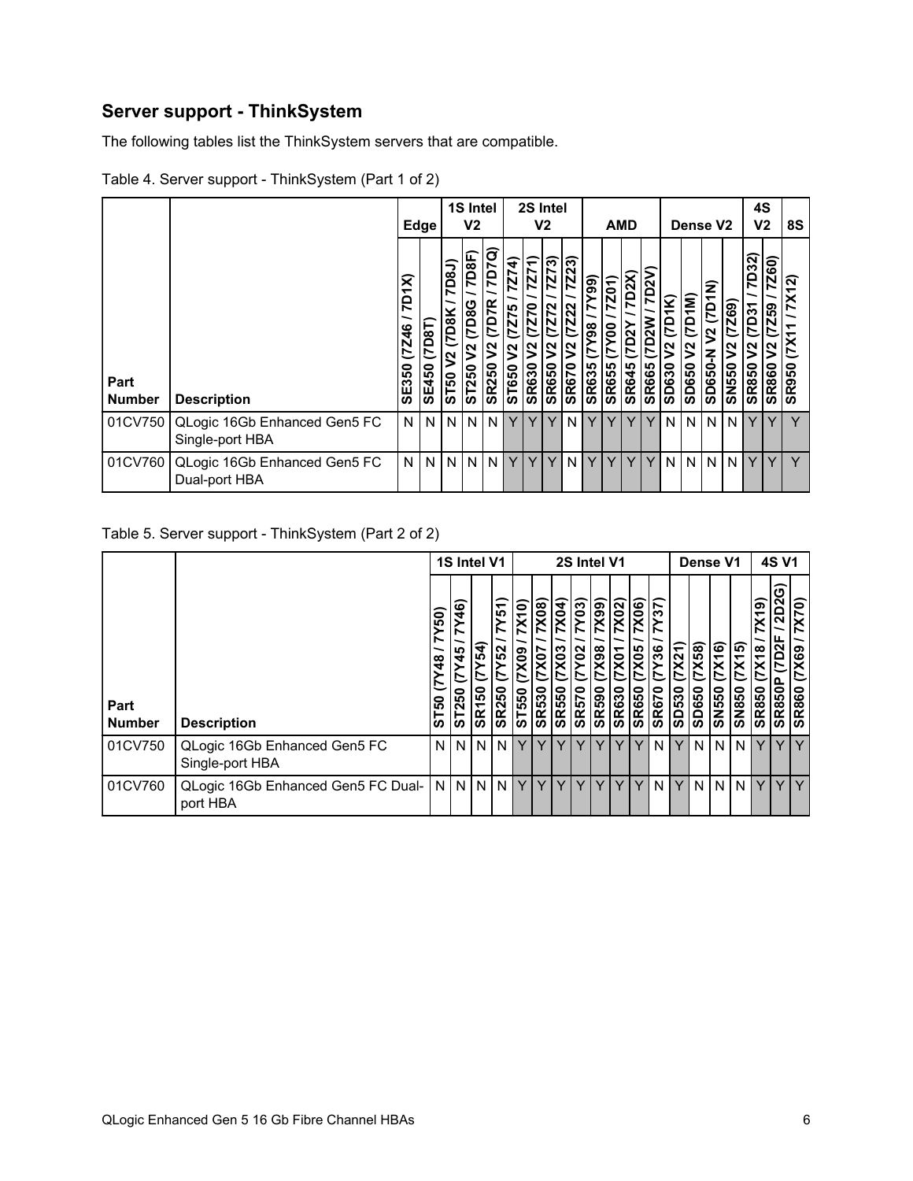## Server support - ThinkSystem

The following tables list the ThinkSystem servers that are compatible.

Table 4. Server support - ThinkSystem (Part 1 of 2)

| | | Edge | | 1S Intel V2 | | | 2S Intel V2 | | | | AMD | | | | Dense V2 | | | | 4S V2 | | 8S |
|---|---|---|---|---|---|---|---|---|---|---|---|---|---|---|---|---|---|---|---|---|---|
| Part Number | Description | SE350 (7Z46 / 7D1X) | SE450 (7D8T) | ST50 V2 (7D8K / 7D8J) | ST250 V2 (7D8G / 7D8F) | SR250 V2 (7D7R / 7D7Q) | ST650 V2 (7Z75 / 7Z74) | SR630 V2 (7Z70 / 7Z71) | SR650 V2 (7Z72 / 7Z73) | SR670 V2 (7Z22 / 7Z23) | SR635 (7Y98 / 7Y99) | SR655 (7Y00 / 7Z01) | SR645 (7D2Y / 7D2X) | SR665 (7D2W / 7D2V) | SD630 V2 (7D1K) | SD650 V2 (7D1M) | SD650-N V2 (7D1N) | SN550 V2 (7Z69) | SR850 V2 (7D31 / 7D32) | SR860 V2 (7Z59 / 7Z60) | SR950 (7X11 / 7X12) |
| 01CV750 | QLogic 16Gb Enhanced Gen5 FC Single-port HBA | N | N | N | N | N | Y | Y | Y | N | Y | Y | Y | Y | N | N | N | N | Y | Y | Y |
| 01CV760 | QLogic 16Gb Enhanced Gen5 FC Dual-port HBA | N | N | N | N | N | Y | Y | Y | N | Y | Y | Y | Y | N | N | N | N | Y | Y | Y |

Table 5. Server support - ThinkSystem (Part 2 of 2)

| | | 1S Intel V1 | | | | 2S Intel V1 | | | | | | | | Dense V1 | | | | 4S V1 | | |
|---|---|---|---|---|---|---|---|---|---|---|---|---|---|---|---|---|---|---|---|---|
| Part Number | Description | ST50 (7Y48 / 7Y50) | ST250 (7Y45 / 7Y46) | SR150 (7Y54) | SR250 (7Y52 / 7Y51) | ST550 (7X09 / 7X10) | SR530 (7X07 / 7X08) | SR550 (7X03 / 7X04) | SR570 (7Y02 / 7Y03) | SR590 (7X98 / 7X99) | SR630 (7X01 / 7X02) | SR650 (7X05 / 7X06) | SR670 (7Y36 / 7Y37) | SD530 (7X21) | SD650 (7X58) | SN550 (7X16) | SN850 (7X15) | SR850 (7X18 / 7X19) | SR850P (7D2F / 2D2G) | SR860 (7X69 / 7X70) |
| 01CV750 | QLogic 16Gb Enhanced Gen5 FC Single-port HBA | N | N | N | N | Y | Y | Y | Y | Y | Y | Y | N | Y | N | N | N | Y | Y | Y |
| 01CV760 | QLogic 16Gb Enhanced Gen5 FC Dual-port HBA | N | N | N | N | Y | Y | Y | Y | Y | Y | Y | N | Y | N | N | N | Y | Y | Y |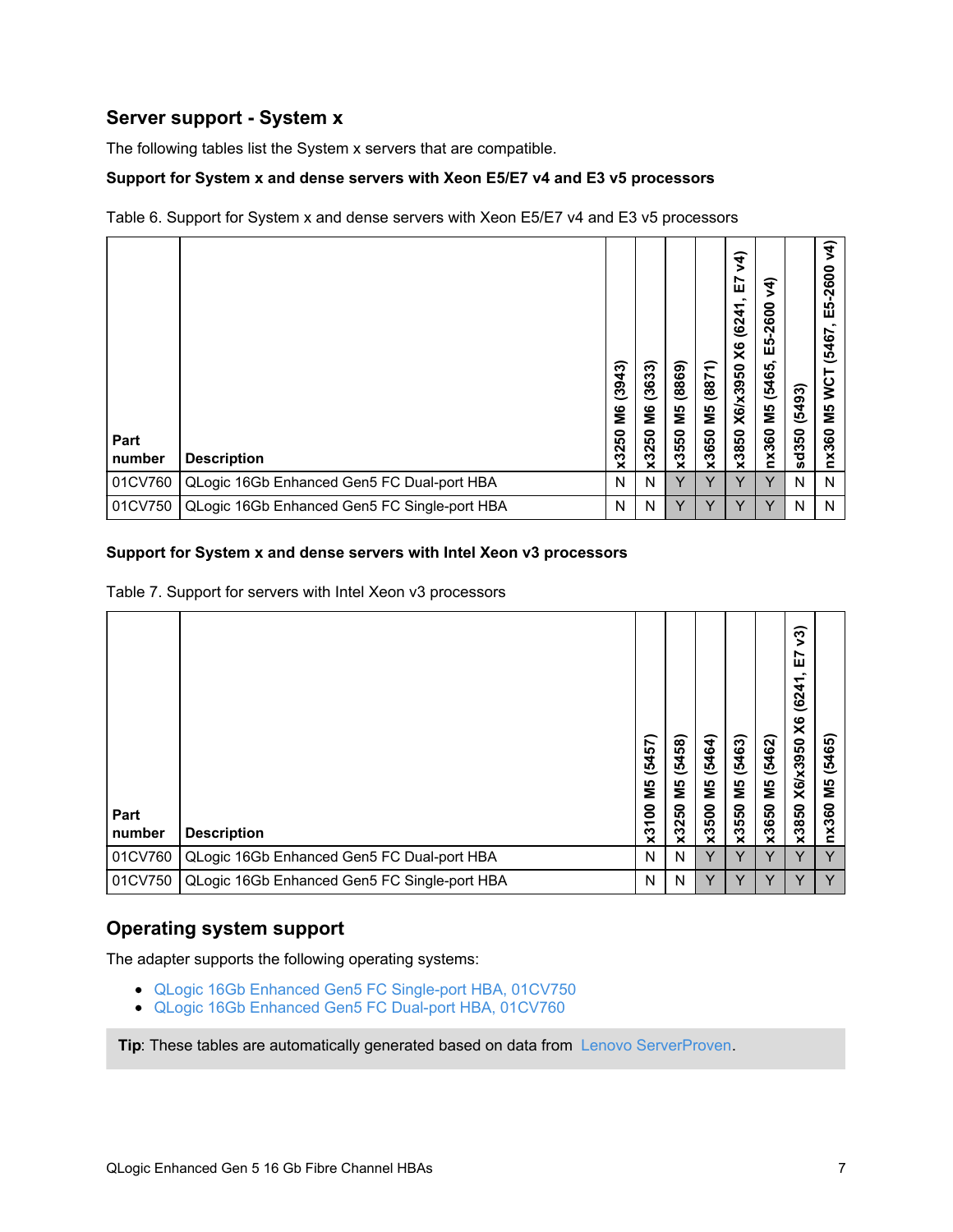## Server support - System x

The following tables list the System x servers that are compatible.

**Support for System x and dense servers with Xeon E5/E7 v4 and E3 v5 processors**

Table 6. Support for System x and dense servers with Xeon E5/E7 v4 and E3 v5 processors

| Part number | Description | x3250 M6 (3943) | x3250 M6 (3633) | x3550 M5 (8869) | x3650 M5 (8871) | x3850 X6/x3950 X6 (6241, E7 v4) | nx360 M5 (5465, E5-2600 v4) | sd350 (5493) | nx360 M5 WCT (5467, E5-2600 v4) |
|---|---|---|---|---|---|---|---|---|---|
| 01CV760 | QLogic 16Gb Enhanced Gen5 FC Dual-port HBA | N | N | Y | Y | Y | Y | N | N |
| 01CV750 | QLogic 16Gb Enhanced Gen5 FC Single-port HBA | N | N | Y | Y | Y | Y | N | N |

**Support for System x and dense servers with Intel Xeon v3 processors**

Table 7. Support for servers with Intel Xeon v3 processors

| Part number | Description | x3100 M5 (5457) | x3250 M5 (5458) | x3500 M5 (5464) | x3550 M5 (5463) | x3650 M5 (5462) | x3850 X6/x3950 X6 (6241, E7 v3) | nx360 M5 (5465) |
|---|---|---|---|---|---|---|---|---|
| 01CV760 | QLogic 16Gb Enhanced Gen5 FC Dual-port HBA | N | N | Y | Y | Y | Y | Y |
| 01CV750 | QLogic 16Gb Enhanced Gen5 FC Single-port HBA | N | N | Y | Y | Y | Y | Y |

## Operating system support

The adapter supports the following operating systems:

- QLogic 16Gb Enhanced Gen5 FC Single-port HBA, 01CV750
- QLogic 16Gb Enhanced Gen5 FC Dual-port HBA, 01CV760

**Tip**: These tables are automatically generated based on data from Lenovo ServerProven.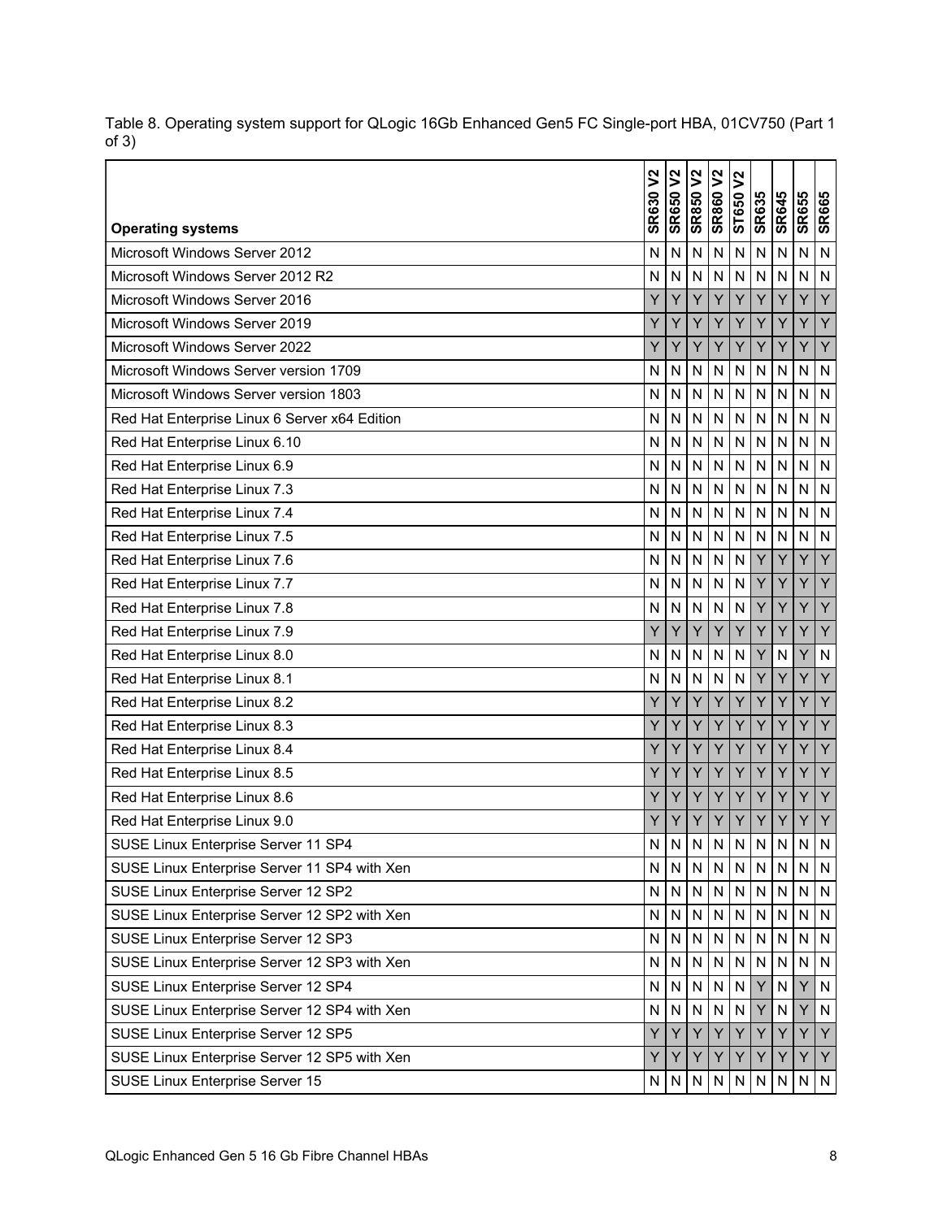Table 8. Operating system support for QLogic 16Gb Enhanced Gen5 FC Single-port HBA, 01CV750 (Part 1 of 3)

| Operating systems | SR630 V2 | SR650 V2 | SR850 V2 | SR860 V2 | ST650 V2 | SR635 | SR645 | SR655 | SR665 |
|---|---|---|---|---|---|---|---|---|---|
| Microsoft Windows Server 2012 | N | N | N | N | N | N | N | N | N |
| Microsoft Windows Server 2012 R2 | N | N | N | N | N | N | N | N | N |
| Microsoft Windows Server 2016 | Y | Y | Y | Y | Y | Y | Y | Y | Y |
| Microsoft Windows Server 2019 | Y | Y | Y | Y | Y | Y | Y | Y | Y |
| Microsoft Windows Server 2022 | Y | Y | Y | Y | Y | Y | Y | Y | Y |
| Microsoft Windows Server version 1709 | N | N | N | N | N | N | N | N | N |
| Microsoft Windows Server version 1803 | N | N | N | N | N | N | N | N | N |
| Red Hat Enterprise Linux 6 Server x64 Edition | N | N | N | N | N | N | N | N | N |
| Red Hat Enterprise Linux 6.10 | N | N | N | N | N | N | N | N | N |
| Red Hat Enterprise Linux 6.9 | N | N | N | N | N | N | N | N | N |
| Red Hat Enterprise Linux 7.3 | N | N | N | N | N | N | N | N | N |
| Red Hat Enterprise Linux 7.4 | N | N | N | N | N | N | N | N | N |
| Red Hat Enterprise Linux 7.5 | N | N | N | N | N | N | N | N | N |
| Red Hat Enterprise Linux 7.6 | N | N | N | N | N | Y | Y | Y | Y |
| Red Hat Enterprise Linux 7.7 | N | N | N | N | N | Y | Y | Y | Y |
| Red Hat Enterprise Linux 7.8 | N | N | N | N | N | Y | Y | Y | Y |
| Red Hat Enterprise Linux 7.9 | Y | Y | Y | Y | Y | Y | Y | Y | Y |
| Red Hat Enterprise Linux 8.0 | N | N | N | N | N | Y | N | Y | N |
| Red Hat Enterprise Linux 8.1 | N | N | N | N | N | Y | Y | Y | Y |
| Red Hat Enterprise Linux 8.2 | Y | Y | Y | Y | Y | Y | Y | Y | Y |
| Red Hat Enterprise Linux 8.3 | Y | Y | Y | Y | Y | Y | Y | Y | Y |
| Red Hat Enterprise Linux 8.4 | Y | Y | Y | Y | Y | Y | Y | Y | Y |
| Red Hat Enterprise Linux 8.5 | Y | Y | Y | Y | Y | Y | Y | Y | Y |
| Red Hat Enterprise Linux 8.6 | Y | Y | Y | Y | Y | Y | Y | Y | Y |
| Red Hat Enterprise Linux 9.0 | Y | Y | Y | Y | Y | Y | Y | Y | Y |
| SUSE Linux Enterprise Server 11 SP4 | N | N | N | N | N | N | N | N | N |
| SUSE Linux Enterprise Server 11 SP4 with Xen | N | N | N | N | N | N | N | N | N |
| SUSE Linux Enterprise Server 12 SP2 | N | N | N | N | N | N | N | N | N |
| SUSE Linux Enterprise Server 12 SP2 with Xen | N | N | N | N | N | N | N | N | N |
| SUSE Linux Enterprise Server 12 SP3 | N | N | N | N | N | N | N | N | N |
| SUSE Linux Enterprise Server 12 SP3 with Xen | N | N | N | N | N | N | N | N | N |
| SUSE Linux Enterprise Server 12 SP4 | N | N | N | N | N | Y | N | Y | N |
| SUSE Linux Enterprise Server 12 SP4 with Xen | N | N | N | N | N | Y | N | Y | N |
| SUSE Linux Enterprise Server 12 SP5 | Y | Y | Y | Y | Y | Y | Y | Y | Y |
| SUSE Linux Enterprise Server 12 SP5 with Xen | Y | Y | Y | Y | Y | Y | Y | Y | Y |
| SUSE Linux Enterprise Server 15 | N | N | N | N | N | N | N | N | N |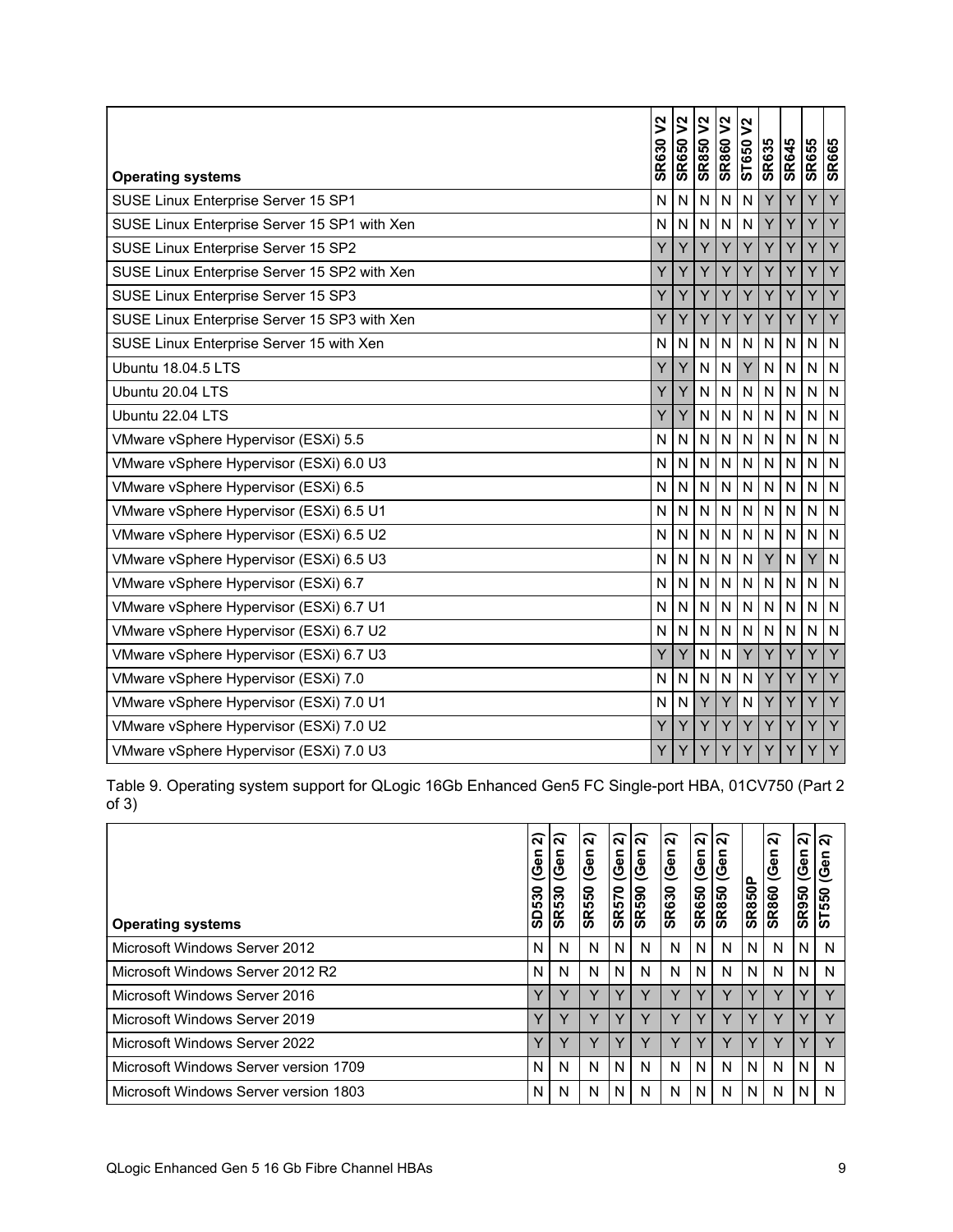| Operating systems | SR630 V2 | SR650 V2 | SR850 V2 | SR860 V2 | ST650 V2 | SR635 | SR645 | SR655 | SR665 |
|---|---|---|---|---|---|---|---|---|---|
| SUSE Linux Enterprise Server 15 SP1 | N | N | N | N | N | Y | Y | Y | Y |
| SUSE Linux Enterprise Server 15 SP1 with Xen | N | N | N | N | N | Y | Y | Y | Y |
| SUSE Linux Enterprise Server 15 SP2 | Y | Y | Y | Y | Y | Y | Y | Y | Y |
| SUSE Linux Enterprise Server 15 SP2 with Xen | Y | Y | Y | Y | Y | Y | Y | Y | Y |
| SUSE Linux Enterprise Server 15 SP3 | Y | Y | Y | Y | Y | Y | Y | Y | Y |
| SUSE Linux Enterprise Server 15 SP3 with Xen | Y | Y | Y | Y | Y | Y | Y | Y | Y |
| SUSE Linux Enterprise Server 15 with Xen | N | N | N | N | N | N | N | N | N |
| Ubuntu 18.04.5 LTS | Y | Y | N | N | Y | N | N | N | N |
| Ubuntu 20.04 LTS | Y | Y | N | N | N | N | N | N | N |
| Ubuntu 22.04 LTS | Y | Y | N | N | N | N | N | N | N |
| VMware vSphere Hypervisor (ESXi) 5.5 | N | N | N | N | N | N | N | N | N |
| VMware vSphere Hypervisor (ESXi) 6.0 U3 | N | N | N | N | N | N | N | N | N |
| VMware vSphere Hypervisor (ESXi) 6.5 | N | N | N | N | N | N | N | N | N |
| VMware vSphere Hypervisor (ESXi) 6.5 U1 | N | N | N | N | N | N | N | N | N |
| VMware vSphere Hypervisor (ESXi) 6.5 U2 | N | N | N | N | N | N | N | N | N |
| VMware vSphere Hypervisor (ESXi) 6.5 U3 | N | N | N | N | N | Y | N | Y | N |
| VMware vSphere Hypervisor (ESXi) 6.7 | N | N | N | N | N | N | N | N | N |
| VMware vSphere Hypervisor (ESXi) 6.7 U1 | N | N | N | N | N | N | N | N | N |
| VMware vSphere Hypervisor (ESXi) 6.7 U2 | N | N | N | N | N | N | N | N | N |
| VMware vSphere Hypervisor (ESXi) 6.7 U3 | Y | Y | N | N | Y | Y | Y | Y | Y |
| VMware vSphere Hypervisor (ESXi) 7.0 | N | N | N | N | N | Y | Y | Y | Y |
| VMware vSphere Hypervisor (ESXi) 7.0 U1 | N | N | Y | Y | N | Y | Y | Y | Y |
| VMware vSphere Hypervisor (ESXi) 7.0 U2 | Y | Y | Y | Y | Y | Y | Y | Y | Y |
| VMware vSphere Hypervisor (ESXi) 7.0 U3 | Y | Y | Y | Y | Y | Y | Y | Y | Y |

Table 9. Operating system support for QLogic 16Gb Enhanced Gen5 FC Single-port HBA, 01CV750 (Part 2 of 3)

| Operating systems | SD530 (Gen 2) | SR530 (Gen 2) | SR550 (Gen 2) | SR570 (Gen 2) | SR590 (Gen 2) | SR630 (Gen 2) | SR650 (Gen 2) | SR850 (Gen 2) | SR850P | SR860 (Gen 2) | SR950 (Gen 2) | ST550 (Gen 2) |
|---|---|---|---|---|---|---|---|---|---|---|---|---|
| Microsoft Windows Server 2012 | N | N | N | N | N | N | N | N | N | N | N | N |
| Microsoft Windows Server 2012 R2 | N | N | N | N | N | N | N | N | N | N | N | N |
| Microsoft Windows Server 2016 | Y | Y | Y | Y | Y | Y | Y | Y | Y | Y | Y | Y |
| Microsoft Windows Server 2019 | Y | Y | Y | Y | Y | Y | Y | Y | Y | Y | Y | Y |
| Microsoft Windows Server 2022 | Y | Y | Y | Y | Y | Y | Y | Y | Y | Y | Y | Y |
| Microsoft Windows Server version 1709 | N | N | N | N | N | N | N | N | N | N | N | N |
| Microsoft Windows Server version 1803 | N | N | N | N | N | N | N | N | N | N | N | N |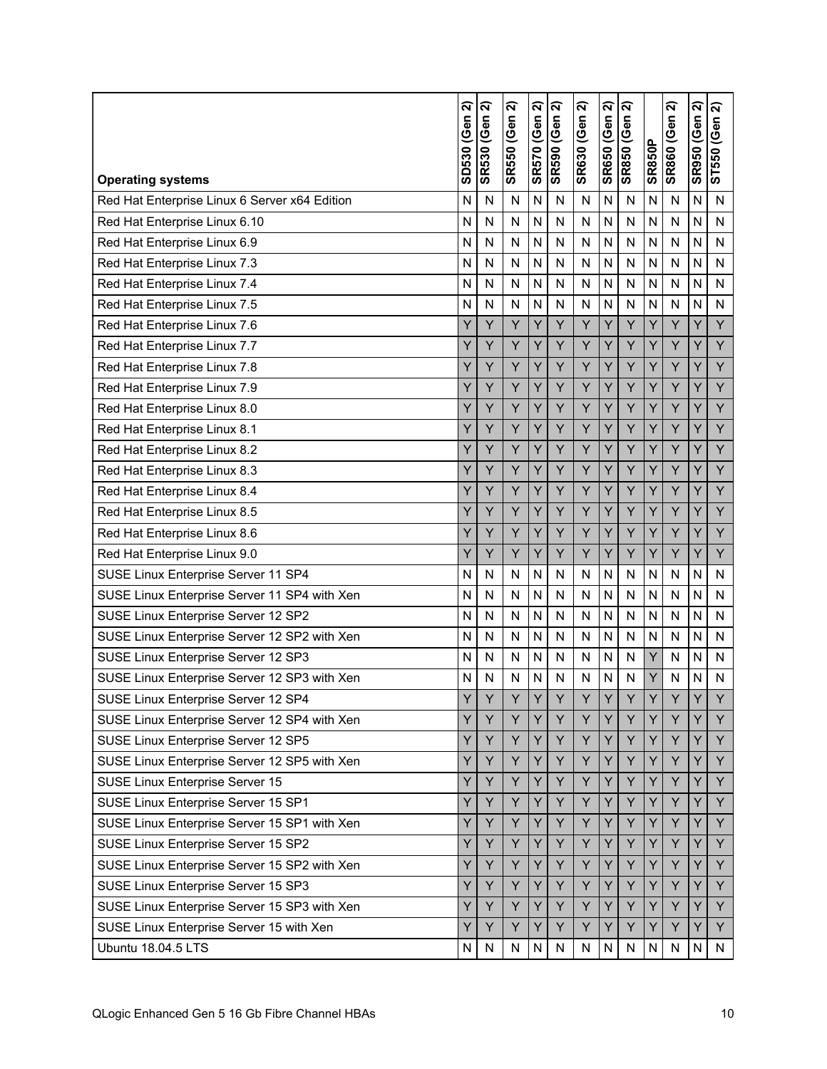| Operating systems | SD530 (Gen 2) | SR530 (Gen 2) | SR550 (Gen 2) | SR570 (Gen 2) | SR590 (Gen 2) | SR630 (Gen 2) | SR650 (Gen 2) | SR850 (Gen 2) | SR850P | SR860 (Gen 2) | SR950 (Gen 2) | ST550 (Gen 2) |
|---|---|---|---|---|---|---|---|---|---|---|---|---|
| Red Hat Enterprise Linux 6 Server x64 Edition | N | N | N | N | N | N | N | N | N | N | N | N |
| Red Hat Enterprise Linux 6.10 | N | N | N | N | N | N | N | N | N | N | N | N |
| Red Hat Enterprise Linux 6.9 | N | N | N | N | N | N | N | N | N | N | N | N |
| Red Hat Enterprise Linux 7.3 | N | N | N | N | N | N | N | N | N | N | N | N |
| Red Hat Enterprise Linux 7.4 | N | N | N | N | N | N | N | N | N | N | N | N |
| Red Hat Enterprise Linux 7.5 | N | N | N | N | N | N | N | N | N | N | N | N |
| Red Hat Enterprise Linux 7.6 | Y | Y | Y | Y | Y | Y | Y | Y | Y | Y | Y | Y |
| Red Hat Enterprise Linux 7.7 | Y | Y | Y | Y | Y | Y | Y | Y | Y | Y | Y | Y |
| Red Hat Enterprise Linux 7.8 | Y | Y | Y | Y | Y | Y | Y | Y | Y | Y | Y | Y |
| Red Hat Enterprise Linux 7.9 | Y | Y | Y | Y | Y | Y | Y | Y | Y | Y | Y | Y |
| Red Hat Enterprise Linux 8.0 | Y | Y | Y | Y | Y | Y | Y | Y | Y | Y | Y | Y |
| Red Hat Enterprise Linux 8.1 | Y | Y | Y | Y | Y | Y | Y | Y | Y | Y | Y | Y |
| Red Hat Enterprise Linux 8.2 | Y | Y | Y | Y | Y | Y | Y | Y | Y | Y | Y | Y |
| Red Hat Enterprise Linux 8.3 | Y | Y | Y | Y | Y | Y | Y | Y | Y | Y | Y | Y |
| Red Hat Enterprise Linux 8.4 | Y | Y | Y | Y | Y | Y | Y | Y | Y | Y | Y | Y |
| Red Hat Enterprise Linux 8.5 | Y | Y | Y | Y | Y | Y | Y | Y | Y | Y | Y | Y |
| Red Hat Enterprise Linux 8.6 | Y | Y | Y | Y | Y | Y | Y | Y | Y | Y | Y | Y |
| Red Hat Enterprise Linux 9.0 | Y | Y | Y | Y | Y | Y | Y | Y | Y | Y | Y | Y |
| SUSE Linux Enterprise Server 11 SP4 | N | N | N | N | N | N | N | N | N | N | N | N |
| SUSE Linux Enterprise Server 11 SP4 with Xen | N | N | N | N | N | N | N | N | N | N | N | N |
| SUSE Linux Enterprise Server 12 SP2 | N | N | N | N | N | N | N | N | N | N | N | N |
| SUSE Linux Enterprise Server 12 SP2 with Xen | N | N | N | N | N | N | N | N | N | N | N | N |
| SUSE Linux Enterprise Server 12 SP3 | N | N | N | N | N | N | N | N | Y | N | N | N |
| SUSE Linux Enterprise Server 12 SP3 with Xen | N | N | N | N | N | N | N | N | Y | N | N | N |
| SUSE Linux Enterprise Server 12 SP4 | Y | Y | Y | Y | Y | Y | Y | Y | Y | Y | Y | Y |
| SUSE Linux Enterprise Server 12 SP4 with Xen | Y | Y | Y | Y | Y | Y | Y | Y | Y | Y | Y | Y |
| SUSE Linux Enterprise Server 12 SP5 | Y | Y | Y | Y | Y | Y | Y | Y | Y | Y | Y | Y |
| SUSE Linux Enterprise Server 12 SP5 with Xen | Y | Y | Y | Y | Y | Y | Y | Y | Y | Y | Y | Y |
| SUSE Linux Enterprise Server 15 | Y | Y | Y | Y | Y | Y | Y | Y | Y | Y | Y | Y |
| SUSE Linux Enterprise Server 15 SP1 | Y | Y | Y | Y | Y | Y | Y | Y | Y | Y | Y | Y |
| SUSE Linux Enterprise Server 15 SP1 with Xen | Y | Y | Y | Y | Y | Y | Y | Y | Y | Y | Y | Y |
| SUSE Linux Enterprise Server 15 SP2 | Y | Y | Y | Y | Y | Y | Y | Y | Y | Y | Y | Y |
| SUSE Linux Enterprise Server 15 SP2 with Xen | Y | Y | Y | Y | Y | Y | Y | Y | Y | Y | Y | Y |
| SUSE Linux Enterprise Server 15 SP3 | Y | Y | Y | Y | Y | Y | Y | Y | Y | Y | Y | Y |
| SUSE Linux Enterprise Server 15 SP3 with Xen | Y | Y | Y | Y | Y | Y | Y | Y | Y | Y | Y | Y |
| SUSE Linux Enterprise Server 15 with Xen | Y | Y | Y | Y | Y | Y | Y | Y | Y | Y | Y | Y |
| Ubuntu 18.04.5 LTS | N | N | N | N | N | N | N | N | N | N | N | N |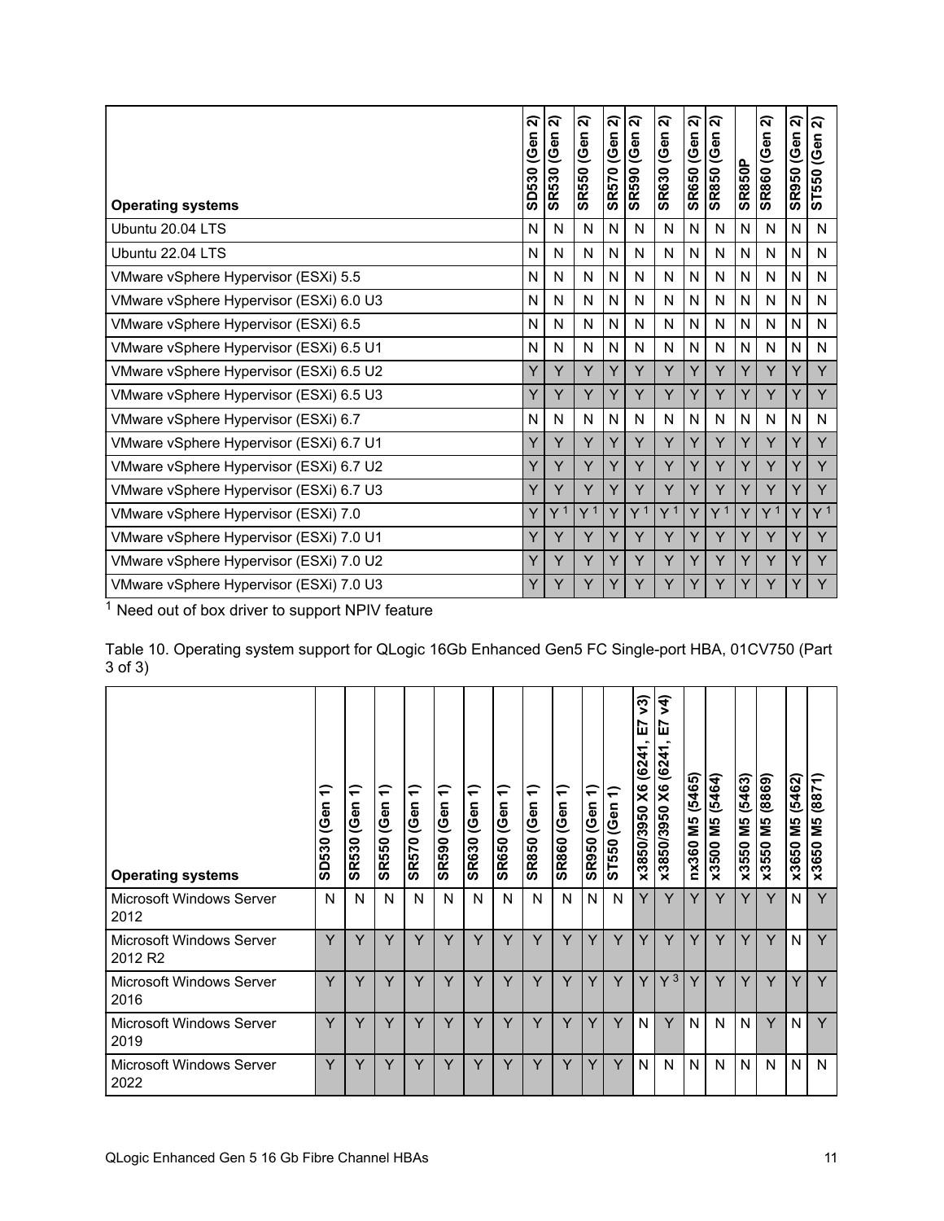| Operating systems | SD530 (Gen 2) | SR530 (Gen 2) | SR550 (Gen 2) | SR570 (Gen 2) | SR590 (Gen 2) | SR630 (Gen 2) | SR650 (Gen 2) | SR850 (Gen 2) | SR850P | SR860 (Gen 2) | SR950 (Gen 2) | ST550 (Gen 2) |
|---|---|---|---|---|---|---|---|---|---|---|---|---|
| Ubuntu 20.04 LTS | N | N | N | N | N | N | N | N | N | N | N | N |
| Ubuntu 22.04 LTS | N | N | N | N | N | N | N | N | N | N | N | N |
| VMware vSphere Hypervisor (ESXi) 5.5 | N | N | N | N | N | N | N | N | N | N | N | N |
| VMware vSphere Hypervisor (ESXi) 6.0 U3 | N | N | N | N | N | N | N | N | N | N | N | N |
| VMware vSphere Hypervisor (ESXi) 6.5 | N | N | N | N | N | N | N | N | N | N | N | N |
| VMware vSphere Hypervisor (ESXi) 6.5 U1 | N | N | N | N | N | N | N | N | N | N | N | N |
| VMware vSphere Hypervisor (ESXi) 6.5 U2 | Y | Y | Y | Y | Y | Y | Y | Y | Y | Y | Y | Y |
| VMware vSphere Hypervisor (ESXi) 6.5 U3 | Y | Y | Y | Y | Y | Y | Y | Y | Y | Y | Y | Y |
| VMware vSphere Hypervisor (ESXi) 6.7 | N | N | N | N | N | N | N | N | N | N | N | N |
| VMware vSphere Hypervisor (ESXi) 6.7 U1 | Y | Y | Y | Y | Y | Y | Y | Y | Y | Y | Y | Y |
| VMware vSphere Hypervisor (ESXi) 6.7 U2 | Y | Y | Y | Y | Y | Y | Y | Y | Y | Y | Y | Y |
| VMware vSphere Hypervisor (ESXi) 6.7 U3 | Y | Y | Y | Y | Y | Y | Y | Y | Y | Y | Y | Y |
| VMware vSphere Hypervisor (ESXi) 7.0 | Y | Y [1] | Y [1] | Y | Y [1] | Y [1] | Y | Y [1] | Y | Y [1] | Y | Y [1] |
| VMware vSphere Hypervisor (ESXi) 7.0 U1 | Y | Y | Y | Y | Y | Y | Y | Y | Y | Y | Y | Y |
| VMware vSphere Hypervisor (ESXi) 7.0 U2 | Y | Y | Y | Y | Y | Y | Y | Y | Y | Y | Y | Y |
| VMware vSphere Hypervisor (ESXi) 7.0 U3 | Y | Y | Y | Y | Y | Y | Y | Y | Y | Y | Y | Y |

[1] Need out of box driver to support NPIV feature

Table 10. Operating system support for QLogic 16Gb Enhanced Gen5 FC Single-port HBA, 01CV750 (Part 3 of 3)

| Operating systems | SD530 (Gen 1) | SR530 (Gen 1) | SR550 (Gen 1) | SR570 (Gen 1) | SR590 (Gen 1) | SR630 (Gen 1) | SR650 (Gen 1) | SR850 (Gen 1) | SR860 (Gen 1) | SR950 (Gen 1) | ST550 (Gen 1) | x3850/3950 X6 (6241, E7 v3) | x3850/3950 X6 (6241, E7 v4) | nx360 M5 (5465) | x3500 M5 (5464) | x3550 M5 (5463) | x3550 M5 (8869) | x3650 M5 (5462) | x3650 M5 (8871) |
|---|---|---|---|---|---|---|---|---|---|---|---|---|---|---|---|---|---|---|---|
| Microsoft Windows Server 2012 | N | N | N | N | N | N | N | N | N | N | N | Y | Y | Y | Y | Y | Y | N | Y |
| Microsoft Windows Server 2012 R2 | Y | Y | Y | Y | Y | Y | Y | Y | Y | Y | Y | Y | Y | Y | Y | Y | Y | N | Y |
| Microsoft Windows Server 2016 | Y | Y | Y | Y | Y | Y | Y | Y | Y | Y | Y | Y | Y [3] | Y | Y | Y | Y | Y | Y |
| Microsoft Windows Server 2019 | Y | Y | Y | Y | Y | Y | Y | Y | Y | Y | Y | N | Y | N | N | N | Y | N | Y |
| Microsoft Windows Server 2022 | Y | Y | Y | Y | Y | Y | Y | Y | Y | Y | Y | N | N | N | N | N | N | N | N |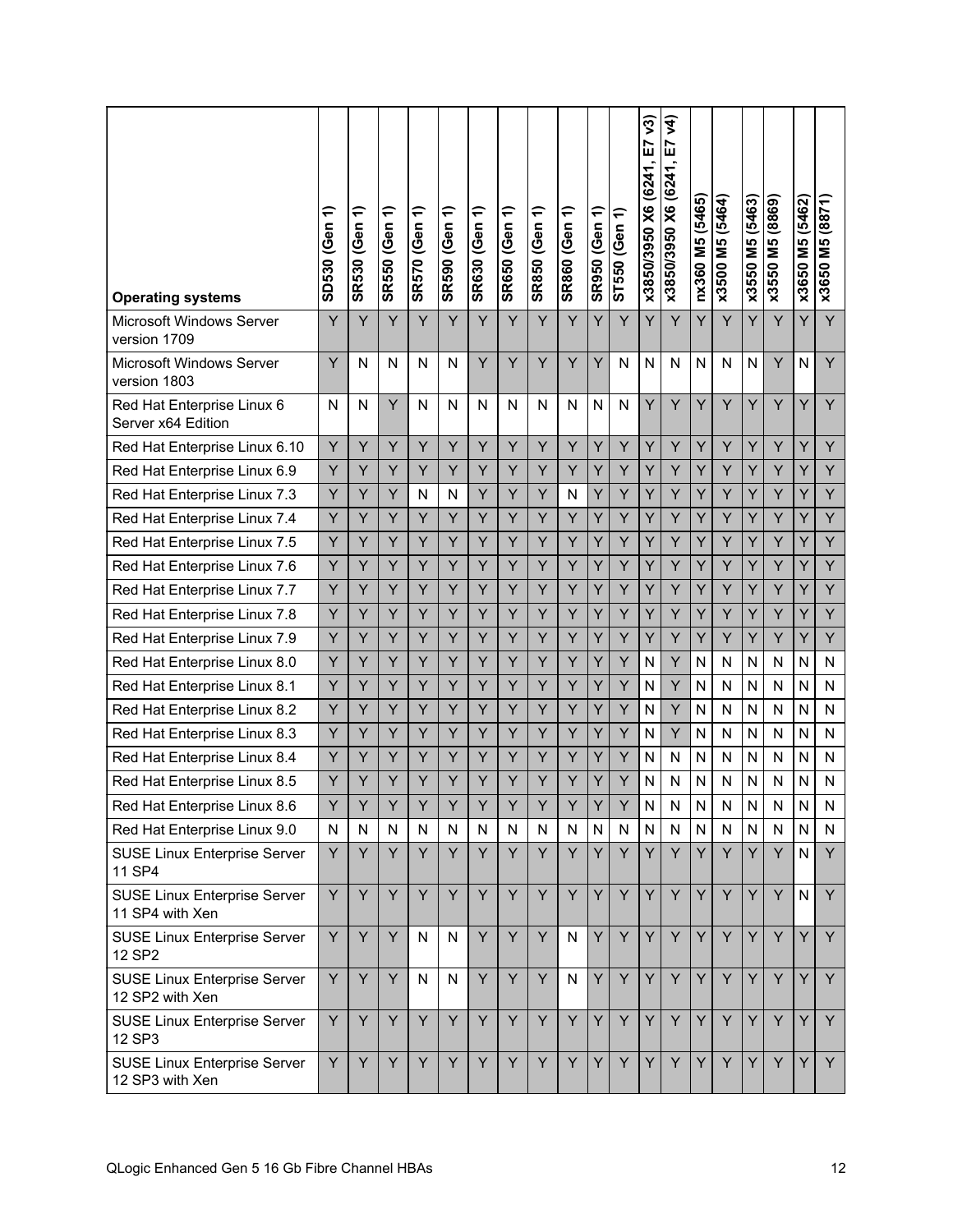| Operating systems | SD530 (Gen 1) | SR530 (Gen 1) | SR550 (Gen 1) | SR570 (Gen 1) | SR590 (Gen 1) | SR630 (Gen 1) | SR650 (Gen 1) | SR850 (Gen 1) | SR860 (Gen 1) | SR950 (Gen 1) | ST550 (Gen 1) | x3850/3950 X6 (6241, E7 v3) | x3850/3950 X6 (6241, E7 v4) | nx360 M5 (5465) | x3500 M5 (5464) | x3550 M5 (5463) | x3550 M5 (8869) | x3650 M5 (5462) | x3650 M5 (8871) |
|---|---|---|---|---|---|---|---|---|---|---|---|---|---|---|---|---|---|---|---|
| Microsoft Windows Server version 1709 | Y | Y | Y | Y | Y | Y | Y | Y | Y | Y | Y | Y | Y | Y | Y | Y | Y | Y | Y |
| Microsoft Windows Server version 1803 | Y | N | N | N | N | Y | Y | Y | Y | Y | N | N | N | N | N | N | Y | N | Y |
| Red Hat Enterprise Linux 6 Server x64 Edition | N | N | Y | N | N | N | N | N | N | N | N | Y | Y | Y | Y | Y | Y | Y | Y |
| Red Hat Enterprise Linux 6.10 | Y | Y | Y | Y | Y | Y | Y | Y | Y | Y | Y | Y | Y | Y | Y | Y | Y | Y | Y |
| Red Hat Enterprise Linux 6.9 | Y | Y | Y | Y | Y | Y | Y | Y | Y | Y | Y | Y | Y | Y | Y | Y | Y | Y | Y |
| Red Hat Enterprise Linux 7.3 | Y | Y | Y | N | N | Y | Y | Y | N | Y | Y | Y | Y | Y | Y | Y | Y | Y | Y |
| Red Hat Enterprise Linux 7.4 | Y | Y | Y | Y | Y | Y | Y | Y | Y | Y | Y | Y | Y | Y | Y | Y | Y | Y | Y |
| Red Hat Enterprise Linux 7.5 | Y | Y | Y | Y | Y | Y | Y | Y | Y | Y | Y | Y | Y | Y | Y | Y | Y | Y | Y |
| Red Hat Enterprise Linux 7.6 | Y | Y | Y | Y | Y | Y | Y | Y | Y | Y | Y | Y | Y | Y | Y | Y | Y | Y | Y |
| Red Hat Enterprise Linux 7.7 | Y | Y | Y | Y | Y | Y | Y | Y | Y | Y | Y | Y | Y | Y | Y | Y | Y | Y | Y |
| Red Hat Enterprise Linux 7.8 | Y | Y | Y | Y | Y | Y | Y | Y | Y | Y | Y | Y | Y | Y | Y | Y | Y | Y | Y |
| Red Hat Enterprise Linux 7.9 | Y | Y | Y | Y | Y | Y | Y | Y | Y | Y | Y | Y | Y | Y | Y | Y | Y | Y | Y |
| Red Hat Enterprise Linux 8.0 | Y | Y | Y | Y | Y | Y | Y | Y | Y | Y | Y | N | Y | N | N | N | N | N | N |
| Red Hat Enterprise Linux 8.1 | Y | Y | Y | Y | Y | Y | Y | Y | Y | Y | Y | N | Y | N | N | N | N | N | N |
| Red Hat Enterprise Linux 8.2 | Y | Y | Y | Y | Y | Y | Y | Y | Y | Y | Y | N | Y | N | N | N | N | N | N |
| Red Hat Enterprise Linux 8.3 | Y | Y | Y | Y | Y | Y | Y | Y | Y | Y | Y | N | Y | N | N | N | N | N | N |
| Red Hat Enterprise Linux 8.4 | Y | Y | Y | Y | Y | Y | Y | Y | Y | Y | Y | N | N | N | N | N | N | N | N |
| Red Hat Enterprise Linux 8.5 | Y | Y | Y | Y | Y | Y | Y | Y | Y | Y | Y | N | N | N | N | N | N | N | N |
| Red Hat Enterprise Linux 8.6 | Y | Y | Y | Y | Y | Y | Y | Y | Y | Y | Y | N | N | N | N | N | N | N | N |
| Red Hat Enterprise Linux 9.0 | N | N | N | N | N | N | N | N | N | N | N | N | N | N | N | N | N | N | N |
| SUSE Linux Enterprise Server 11 SP4 | Y | Y | Y | Y | Y | Y | Y | Y | Y | Y | Y | Y | Y | Y | Y | Y | Y | N | Y |
| SUSE Linux Enterprise Server 11 SP4 with Xen | Y | Y | Y | Y | Y | Y | Y | Y | Y | Y | Y | Y | Y | Y | Y | Y | Y | N | Y |
| SUSE Linux Enterprise Server 12 SP2 | Y | Y | Y | N | N | Y | Y | Y | N | Y | Y | Y | Y | Y | Y | Y | Y | Y | Y |
| SUSE Linux Enterprise Server 12 SP2 with Xen | Y | Y | Y | N | N | Y | Y | Y | N | Y | Y | Y | Y | Y | Y | Y | Y | Y | Y |
| SUSE Linux Enterprise Server 12 SP3 | Y | Y | Y | Y | Y | Y | Y | Y | Y | Y | Y | Y | Y | Y | Y | Y | Y | Y | Y |
| SUSE Linux Enterprise Server 12 SP3 with Xen | Y | Y | Y | Y | Y | Y | Y | Y | Y | Y | Y | Y | Y | Y | Y | Y | Y | Y | Y |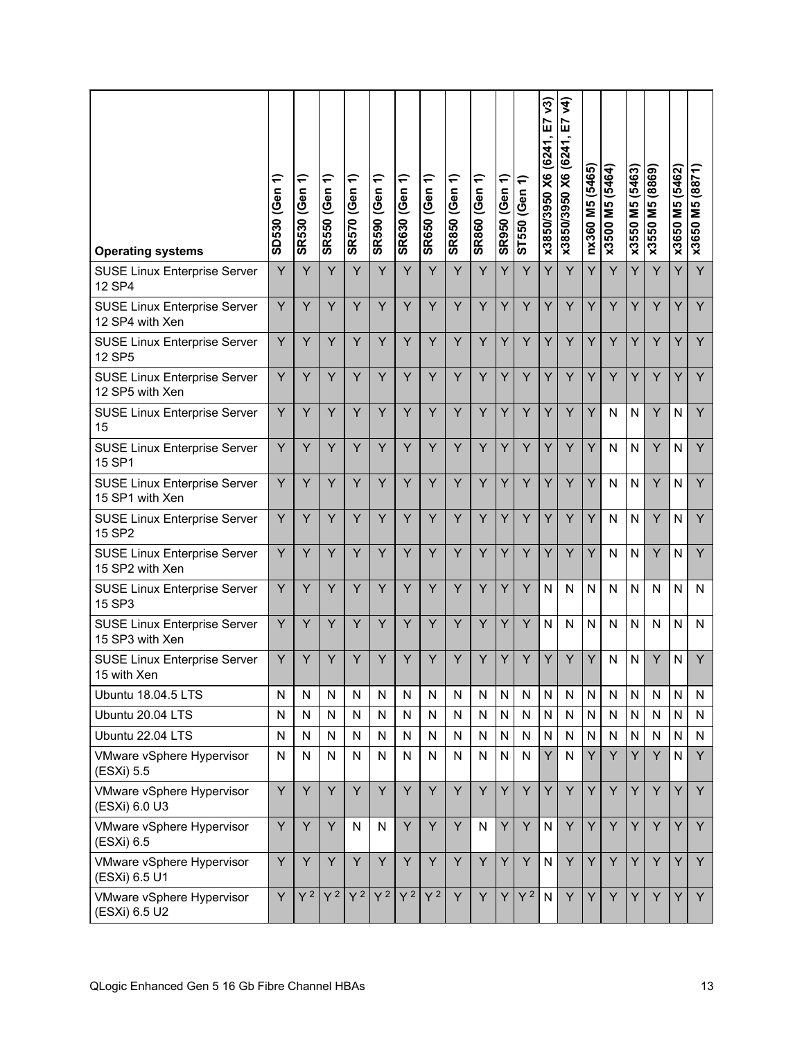| Operating systems | SD530 (Gen 1) | SR530 (Gen 1) | SR550 (Gen 1) | SR570 (Gen 1) | SR590 (Gen 1) | SR630 (Gen 1) | SR650 (Gen 1) | SR850 (Gen 1) | SR860 (Gen 1) | SR950 (Gen 1) | ST550 (Gen 1) | x3850/3950 X6 (6241, E7 v3) | x3850/3950 X6 (6241, E7 v4) | nx360 M5 (5465) | x3500 M5 (5464) | x3550 M5 (5463) | x3550 M5 (8869) | x3650 M5 (5462) | x3650 M5 (8871) |
|---|---|---|---|---|---|---|---|---|---|---|---|---|---|---|---|---|---|---|---|
| SUSE Linux Enterprise Server 12 SP4 | Y | Y | Y | Y | Y | Y | Y | Y | Y | Y | Y | Y | Y | Y | Y | Y | Y | Y | Y |
| SUSE Linux Enterprise Server 12 SP4 with Xen | Y | Y | Y | Y | Y | Y | Y | Y | Y | Y | Y | Y | Y | Y | Y | Y | Y | Y | Y |
| SUSE Linux Enterprise Server 12 SP5 | Y | Y | Y | Y | Y | Y | Y | Y | Y | Y | Y | Y | Y | Y | Y | Y | Y | Y | Y |
| SUSE Linux Enterprise Server 12 SP5 with Xen | Y | Y | Y | Y | Y | Y | Y | Y | Y | Y | Y | Y | Y | Y | Y | Y | Y | Y | Y |
| SUSE Linux Enterprise Server 15 | Y | Y | Y | Y | Y | Y | Y | Y | Y | Y | Y | Y | Y | Y | N | N | Y | N | Y |
| SUSE Linux Enterprise Server 15 SP1 | Y | Y | Y | Y | Y | Y | Y | Y | Y | Y | Y | Y | Y | Y | N | N | Y | N | Y |
| SUSE Linux Enterprise Server 15 SP1 with Xen | Y | Y | Y | Y | Y | Y | Y | Y | Y | Y | Y | Y | Y | Y | N | N | Y | N | Y |
| SUSE Linux Enterprise Server 15 SP2 | Y | Y | Y | Y | Y | Y | Y | Y | Y | Y | Y | Y | Y | Y | N | N | Y | N | Y |
| SUSE Linux Enterprise Server 15 SP2 with Xen | Y | Y | Y | Y | Y | Y | Y | Y | Y | Y | Y | Y | Y | Y | N | N | Y | N | Y |
| SUSE Linux Enterprise Server 15 SP3 | Y | Y | Y | Y | Y | Y | Y | Y | Y | Y | Y | N | N | N | N | N | N | N | N |
| SUSE Linux Enterprise Server 15 SP3 with Xen | Y | Y | Y | Y | Y | Y | Y | Y | Y | Y | Y | N | N | N | N | N | N | N | N |
| SUSE Linux Enterprise Server 15 with Xen | Y | Y | Y | Y | Y | Y | Y | Y | Y | Y | Y | Y | Y | Y | N | N | Y | N | Y |
| Ubuntu 18.04.5 LTS | N | N | N | N | N | N | N | N | N | N | N | N | N | N | N | N | N | N | N |
| Ubuntu 20.04 LTS | N | N | N | N | N | N | N | N | N | N | N | N | N | N | N | N | N | N | N |
| Ubuntu 22.04 LTS | N | N | N | N | N | N | N | N | N | N | N | N | N | N | N | N | N | N | N |
| VMware vSphere Hypervisor (ESXi) 5.5 | N | N | N | N | N | N | N | N | N | N | N | Y | N | Y | Y | Y | Y | N | Y |
| VMware vSphere Hypervisor (ESXi) 6.0 U3 | Y | Y | Y | Y | Y | Y | Y | Y | Y | Y | Y | Y | Y | Y | Y | Y | Y | Y | Y |
| VMware vSphere Hypervisor (ESXi) 6.5 | Y | Y | Y | N | N | Y | Y | Y | N | Y | Y | N | Y | Y | Y | Y | Y | Y | Y |
| VMware vSphere Hypervisor (ESXi) 6.5 U1 | Y | Y | Y | Y | Y | Y | Y | Y | Y | Y | Y | N | Y | Y | Y | Y | Y | Y | Y |
| VMware vSphere Hypervisor (ESXi) 6.5 U2 | Y | Y [2] | Y [2] | Y [2] | Y [2] | Y [2] | Y [2] | Y | Y | Y | Y [2] | N | Y | Y | Y | Y | Y | Y | Y |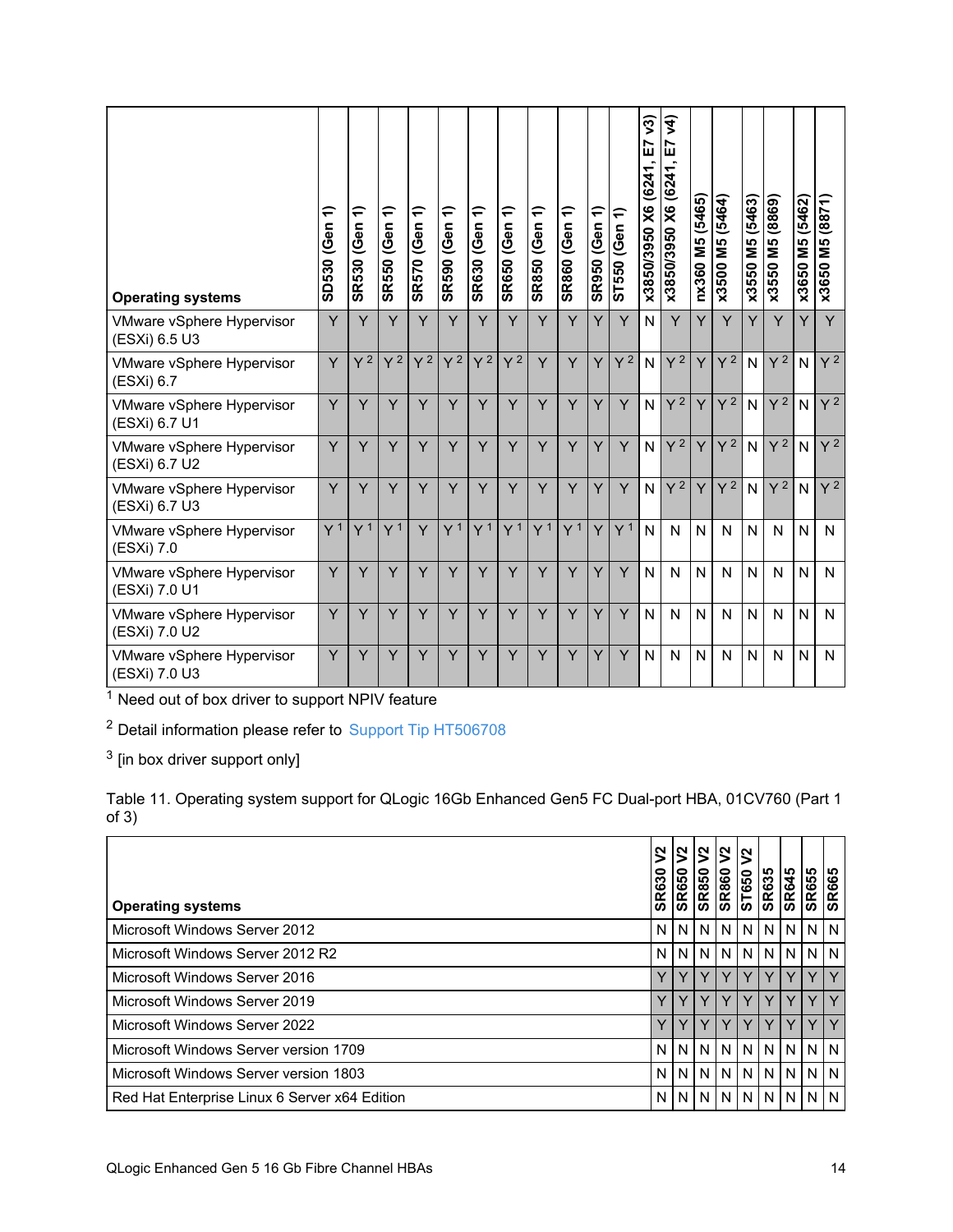| Operating systems | SD530 (Gen 1) | SR530 (Gen 1) | SR550 (Gen 1) | SR570 (Gen 1) | SR590 (Gen 1) | SR630 (Gen 1) | SR650 (Gen 1) | SR850 (Gen 1) | SR860 (Gen 1) | SR950 (Gen 1) | ST550 (Gen 1) | x3850/3950 X6 (6241, E7 v3) | x3850/3950 X6 (6241, E7 v4) | nx360 M5 (5465) | x3500 M5 (5464) | x3550 M5 (5463) | x3550 M5 (8869) | x3650 M5 (5462) | x3650 M5 (8871) |
|---|---|---|---|---|---|---|---|---|---|---|---|---|---|---|---|---|---|---|---|
| VMware vSphere Hypervisor (ESXi) 6.5 U3 | Y | Y | Y | Y | Y | Y | Y | Y | Y | Y | Y | N | Y | Y | Y | Y | Y | Y | Y |
| VMware vSphere Hypervisor (ESXi) 6.7 | Y | Y [2] | Y [2] | Y [2] | Y [2] | Y [2] | Y [2] | Y | Y | Y | Y [2] | N | Y [2] | Y | Y [2] | N | Y [2] | N | Y [2] |
| VMware vSphere Hypervisor (ESXi) 6.7 U1 | Y | Y | Y | Y | Y | Y | Y | Y | Y | Y | Y | N | Y [2] | Y | Y [2] | N | Y [2] | N | Y [2] |
| VMware vSphere Hypervisor (ESXi) 6.7 U2 | Y | Y | Y | Y | Y | Y | Y | Y | Y | Y | Y | N | Y [2] | Y | Y [2] | N | Y [2] | N | Y [2] |
| VMware vSphere Hypervisor (ESXi) 6.7 U3 | Y | Y | Y | Y | Y | Y | Y | Y | Y | Y | Y | N | Y [2] | Y | Y [2] | N | Y [2] | N | Y [2] |
| VMware vSphere Hypervisor (ESXi) 7.0 | Y [1] | Y [1] | Y [1] | Y | Y [1] | Y [1] | Y [1] | Y [1] | Y [1] | Y | Y [1] | N | N | N | N | N | N | N | N |
| VMware vSphere Hypervisor (ESXi) 7.0 U1 | Y | Y | Y | Y | Y | Y | Y | Y | Y | Y | Y | N | N | N | N | N | N | N | N |
| VMware vSphere Hypervisor (ESXi) 7.0 U2 | Y | Y | Y | Y | Y | Y | Y | Y | Y | Y | Y | N | N | N | N | N | N | N | N |
| VMware vSphere Hypervisor (ESXi) 7.0 U3 | Y | Y | Y | Y | Y | Y | Y | Y | Y | Y | Y | N | N | N | N | N | N | N | N |

[1] Need out of box driver to support NPIV feature

[2] Detail information please refer to Support Tip HT506708

[3] [in box driver support only]

Table 11. Operating system support for QLogic 16Gb Enhanced Gen5 FC Dual-port HBA, 01CV760 (Part 1 of 3)

| Operating systems | SR630 V2 | SR650 V2 | SR850 V2 | SR860 V2 | ST650 V2 | SR635 | SR645 | SR655 | SR665 |
|---|---|---|---|---|---|---|---|---|---|
| Microsoft Windows Server 2012 | N | N | N | N | N | N | N | N | N |
| Microsoft Windows Server 2012 R2 | N | N | N | N | N | N | N | N | N |
| Microsoft Windows Server 2016 | Y | Y | Y | Y | Y | Y | Y | Y | Y |
| Microsoft Windows Server 2019 | Y | Y | Y | Y | Y | Y | Y | Y | Y |
| Microsoft Windows Server 2022 | Y | Y | Y | Y | Y | Y | Y | Y | Y |
| Microsoft Windows Server version 1709 | N | N | N | N | N | N | N | N | N |
| Microsoft Windows Server version 1803 | N | N | N | N | N | N | N | N | N |
| Red Hat Enterprise Linux 6 Server x64 Edition | N | N | N | N | N | N | N | N | N |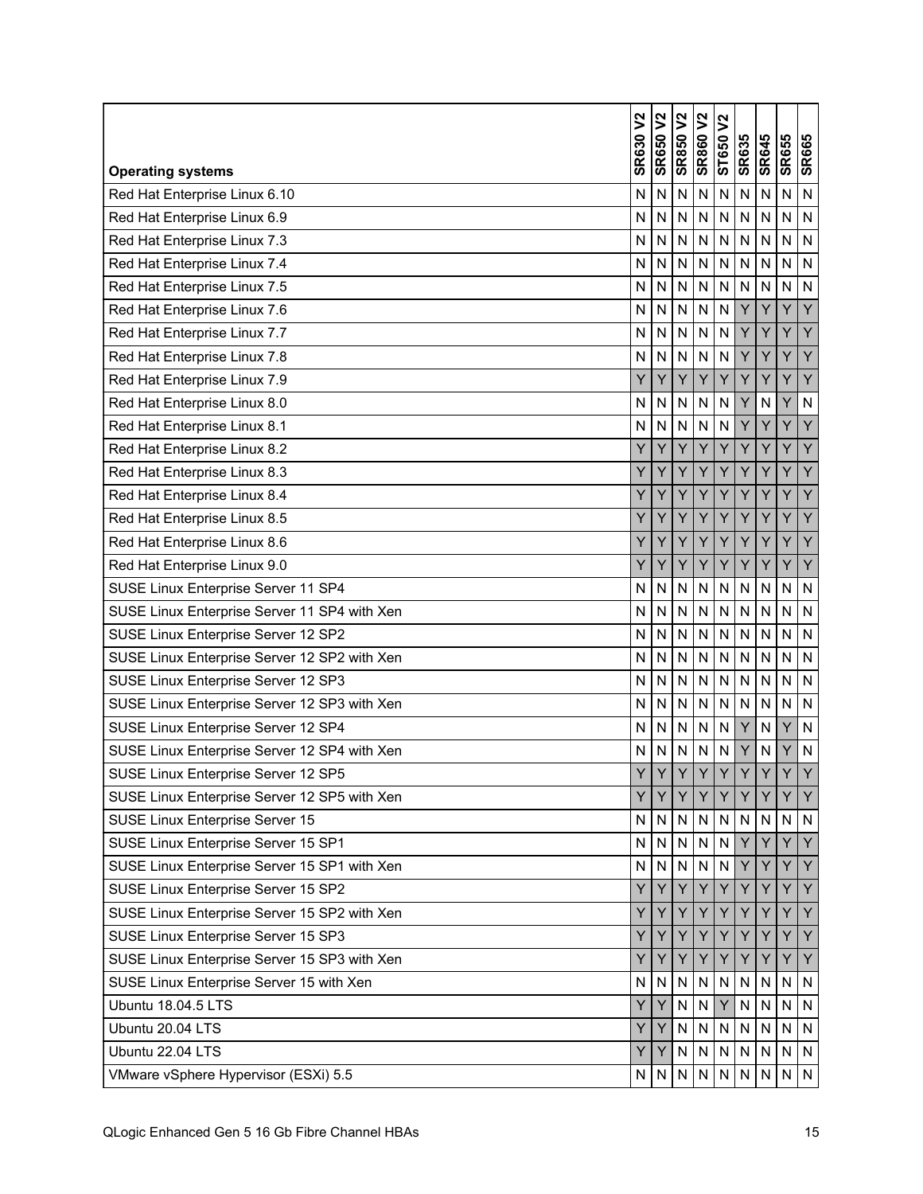| Operating systems | SR630 V2 | SR650 V2 | SR850 V2 | SR860 V2 | ST650 V2 | SR635 | SR645 | SR655 | SR665 |
|---|---|---|---|---|---|---|---|---|---|
| Red Hat Enterprise Linux 6.10 | N | N | N | N | N | N | N | N | N |
| Red Hat Enterprise Linux 6.9 | N | N | N | N | N | N | N | N | N |
| Red Hat Enterprise Linux 7.3 | N | N | N | N | N | N | N | N | N |
| Red Hat Enterprise Linux 7.4 | N | N | N | N | N | N | N | N | N |
| Red Hat Enterprise Linux 7.5 | N | N | N | N | N | N | N | N | N |
| Red Hat Enterprise Linux 7.6 | N | N | N | N | N | Y | Y | Y | Y |
| Red Hat Enterprise Linux 7.7 | N | N | N | N | N | Y | Y | Y | Y |
| Red Hat Enterprise Linux 7.8 | N | N | N | N | N | Y | Y | Y | Y |
| Red Hat Enterprise Linux 7.9 | Y | Y | Y | Y | Y | Y | Y | Y | Y |
| Red Hat Enterprise Linux 8.0 | N | N | N | N | N | Y | N | Y | N |
| Red Hat Enterprise Linux 8.1 | N | N | N | N | N | Y | Y | Y | Y |
| Red Hat Enterprise Linux 8.2 | Y | Y | Y | Y | Y | Y | Y | Y | Y |
| Red Hat Enterprise Linux 8.3 | Y | Y | Y | Y | Y | Y | Y | Y | Y |
| Red Hat Enterprise Linux 8.4 | Y | Y | Y | Y | Y | Y | Y | Y | Y |
| Red Hat Enterprise Linux 8.5 | Y | Y | Y | Y | Y | Y | Y | Y | Y |
| Red Hat Enterprise Linux 8.6 | Y | Y | Y | Y | Y | Y | Y | Y | Y |
| Red Hat Enterprise Linux 9.0 | Y | Y | Y | Y | Y | Y | Y | Y | Y |
| SUSE Linux Enterprise Server 11 SP4 | N | N | N | N | N | N | N | N | N |
| SUSE Linux Enterprise Server 11 SP4 with Xen | N | N | N | N | N | N | N | N | N |
| SUSE Linux Enterprise Server 12 SP2 | N | N | N | N | N | N | N | N | N |
| SUSE Linux Enterprise Server 12 SP2 with Xen | N | N | N | N | N | N | N | N | N |
| SUSE Linux Enterprise Server 12 SP3 | N | N | N | N | N | N | N | N | N |
| SUSE Linux Enterprise Server 12 SP3 with Xen | N | N | N | N | N | N | N | N | N |
| SUSE Linux Enterprise Server 12 SP4 | N | N | N | N | N | Y | N | Y | N |
| SUSE Linux Enterprise Server 12 SP4 with Xen | N | N | N | N | N | Y | N | Y | N |
| SUSE Linux Enterprise Server 12 SP5 | Y | Y | Y | Y | Y | Y | Y | Y | Y |
| SUSE Linux Enterprise Server 12 SP5 with Xen | Y | Y | Y | Y | Y | Y | Y | Y | Y |
| SUSE Linux Enterprise Server 15 | N | N | N | N | N | N | N | N | N |
| SUSE Linux Enterprise Server 15 SP1 | N | N | N | N | N | Y | Y | Y | Y |
| SUSE Linux Enterprise Server 15 SP1 with Xen | N | N | N | N | N | Y | Y | Y | Y |
| SUSE Linux Enterprise Server 15 SP2 | Y | Y | Y | Y | Y | Y | Y | Y | Y |
| SUSE Linux Enterprise Server 15 SP2 with Xen | Y | Y | Y | Y | Y | Y | Y | Y | Y |
| SUSE Linux Enterprise Server 15 SP3 | Y | Y | Y | Y | Y | Y | Y | Y | Y |
| SUSE Linux Enterprise Server 15 SP3 with Xen | Y | Y | Y | Y | Y | Y | Y | Y | Y |
| SUSE Linux Enterprise Server 15 with Xen | N | N | N | N | N | N | N | N | N |
| Ubuntu 18.04.5 LTS | Y | Y | N | N | Y | N | N | N | N |
| Ubuntu 20.04 LTS | Y | Y | N | N | N | N | N | N | N |
| Ubuntu 22.04 LTS | Y | Y | N | N | N | N | N | N | N |
| VMware vSphere Hypervisor (ESXi) 5.5 | N | N | N | N | N | N | N | N | N |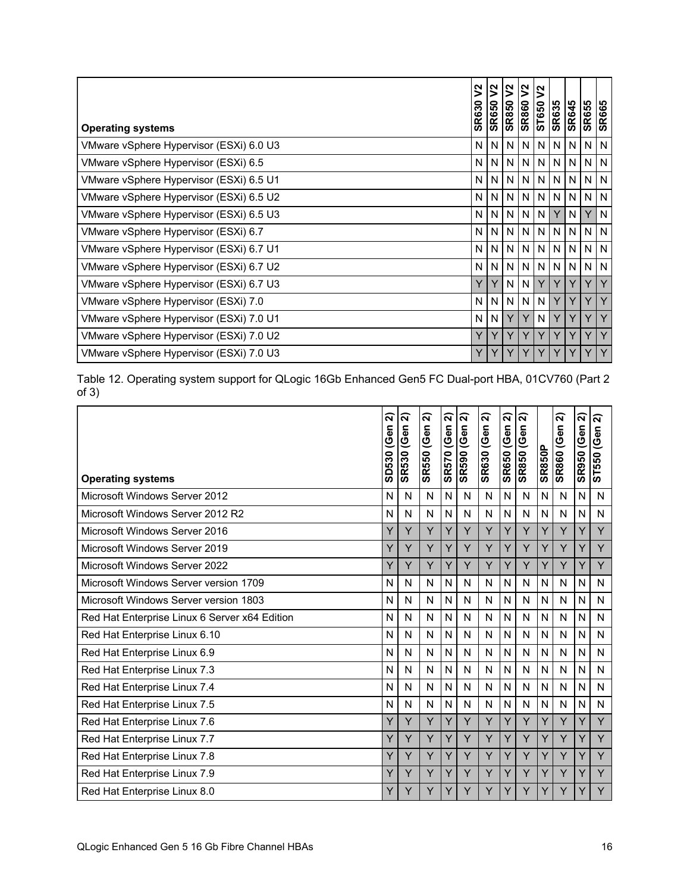| Operating systems | SR630 V2 | SR650 V2 | SR850 V2 | SR860 V2 | ST650 V2 | SR635 | SR645 | SR655 | SR665 |
|---|---|---|---|---|---|---|---|---|---|
| VMware vSphere Hypervisor (ESXi) 6.0 U3 | N | N | N | N | N | N | N | N | N |
| VMware vSphere Hypervisor (ESXi) 6.5 | N | N | N | N | N | N | N | N | N |
| VMware vSphere Hypervisor (ESXi) 6.5 U1 | N | N | N | N | N | N | N | N | N |
| VMware vSphere Hypervisor (ESXi) 6.5 U2 | N | N | N | N | N | N | N | N | N |
| VMware vSphere Hypervisor (ESXi) 6.5 U3 | N | N | N | N | N | Y | N | Y | N |
| VMware vSphere Hypervisor (ESXi) 6.7 | N | N | N | N | N | N | N | N | N |
| VMware vSphere Hypervisor (ESXi) 6.7 U1 | N | N | N | N | N | N | N | N | N |
| VMware vSphere Hypervisor (ESXi) 6.7 U2 | N | N | N | N | N | N | N | N | N |
| VMware vSphere Hypervisor (ESXi) 6.7 U3 | Y | Y | N | N | Y | Y | Y | Y | Y |
| VMware vSphere Hypervisor (ESXi) 7.0 | N | N | N | N | N | Y | Y | Y | Y |
| VMware vSphere Hypervisor (ESXi) 7.0 U1 | N | N | Y | Y | N | Y | Y | Y | Y |
| VMware vSphere Hypervisor (ESXi) 7.0 U2 | Y | Y | Y | Y | Y | Y | Y | Y | Y |
| VMware vSphere Hypervisor (ESXi) 7.0 U3 | Y | Y | Y | Y | Y | Y | Y | Y | Y |

Table 12. Operating system support for QLogic 16Gb Enhanced Gen5 FC Dual-port HBA, 01CV760 (Part 2 of 3)

| Operating systems | SD530 (Gen 2) | SR530 (Gen 2) | SR550 (Gen 2) | SR570 (Gen 2) | SR590 (Gen 2) | SR630 (Gen 2) | SR650 (Gen 2) | SR850 (Gen 2) | SR850P | SR860 (Gen 2) | SR950 (Gen 2) | ST550 (Gen 2) |
|---|---|---|---|---|---|---|---|---|---|---|---|---|
| Microsoft Windows Server 2012 | N | N | N | N | N | N | N | N | N | N | N | N |
| Microsoft Windows Server 2012 R2 | N | N | N | N | N | N | N | N | N | N | N | N |
| Microsoft Windows Server 2016 | Y | Y | Y | Y | Y | Y | Y | Y | Y | Y | Y | Y |
| Microsoft Windows Server 2019 | Y | Y | Y | Y | Y | Y | Y | Y | Y | Y | Y | Y |
| Microsoft Windows Server 2022 | Y | Y | Y | Y | Y | Y | Y | Y | Y | Y | Y | Y |
| Microsoft Windows Server version 1709 | N | N | N | N | N | N | N | N | N | N | N | N |
| Microsoft Windows Server version 1803 | N | N | N | N | N | N | N | N | N | N | N | N |
| Red Hat Enterprise Linux 6 Server x64 Edition | N | N | N | N | N | N | N | N | N | N | N | N |
| Red Hat Enterprise Linux 6.10 | N | N | N | N | N | N | N | N | N | N | N | N |
| Red Hat Enterprise Linux 6.9 | N | N | N | N | N | N | N | N | N | N | N | N |
| Red Hat Enterprise Linux 7.3 | N | N | N | N | N | N | N | N | N | N | N | N |
| Red Hat Enterprise Linux 7.4 | N | N | N | N | N | N | N | N | N | N | N | N |
| Red Hat Enterprise Linux 7.5 | N | N | N | N | N | N | N | N | N | N | N | N |
| Red Hat Enterprise Linux 7.6 | Y | Y | Y | Y | Y | Y | Y | Y | Y | Y | Y | Y |
| Red Hat Enterprise Linux 7.7 | Y | Y | Y | Y | Y | Y | Y | Y | Y | Y | Y | Y |
| Red Hat Enterprise Linux 7.8 | Y | Y | Y | Y | Y | Y | Y | Y | Y | Y | Y | Y |
| Red Hat Enterprise Linux 7.9 | Y | Y | Y | Y | Y | Y | Y | Y | Y | Y | Y | Y |
| Red Hat Enterprise Linux 8.0 | Y | Y | Y | Y | Y | Y | Y | Y | Y | Y | Y | Y |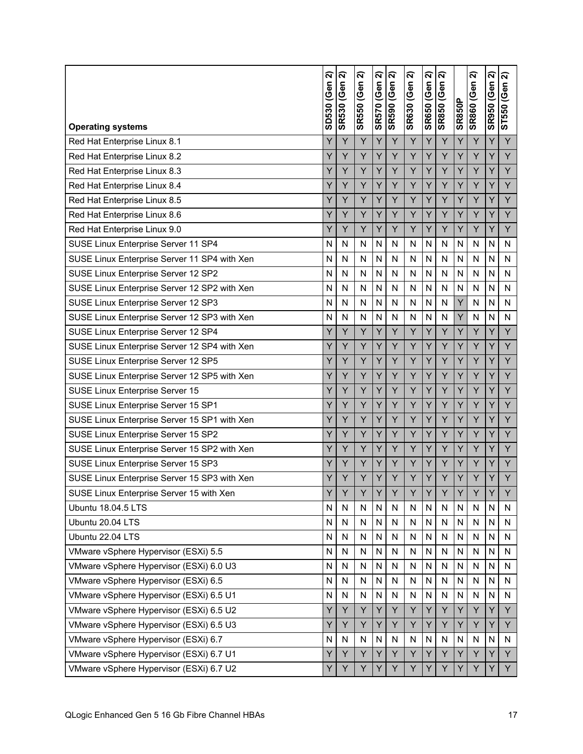| Operating systems | SD530 (Gen 2) | SR530 (Gen 2) | SR550 (Gen 2) | SR570 (Gen 2) | SR590 (Gen 2) | SR630 (Gen 2) | SR650 (Gen 2) | SR850 (Gen 2) | SR850P | SR860 (Gen 2) | SR950 (Gen 2) | ST550 (Gen 2) |
|---|---|---|---|---|---|---|---|---|---|---|---|---|
| Red Hat Enterprise Linux 8.1 | Y | Y | Y | Y | Y | Y | Y | Y | Y | Y | Y | Y |
| Red Hat Enterprise Linux 8.2 | Y | Y | Y | Y | Y | Y | Y | Y | Y | Y | Y | Y |
| Red Hat Enterprise Linux 8.3 | Y | Y | Y | Y | Y | Y | Y | Y | Y | Y | Y | Y |
| Red Hat Enterprise Linux 8.4 | Y | Y | Y | Y | Y | Y | Y | Y | Y | Y | Y | Y |
| Red Hat Enterprise Linux 8.5 | Y | Y | Y | Y | Y | Y | Y | Y | Y | Y | Y | Y |
| Red Hat Enterprise Linux 8.6 | Y | Y | Y | Y | Y | Y | Y | Y | Y | Y | Y | Y |
| Red Hat Enterprise Linux 9.0 | Y | Y | Y | Y | Y | Y | Y | Y | Y | Y | Y | Y |
| SUSE Linux Enterprise Server 11 SP4 | N | N | N | N | N | N | N | N | N | N | N | N |
| SUSE Linux Enterprise Server 11 SP4 with Xen | N | N | N | N | N | N | N | N | N | N | N | N |
| SUSE Linux Enterprise Server 12 SP2 | N | N | N | N | N | N | N | N | N | N | N | N |
| SUSE Linux Enterprise Server 12 SP2 with Xen | N | N | N | N | N | N | N | N | N | N | N | N |
| SUSE Linux Enterprise Server 12 SP3 | N | N | N | N | N | N | N | N | Y | N | N | N |
| SUSE Linux Enterprise Server 12 SP3 with Xen | N | N | N | N | N | N | N | N | Y | N | N | N |
| SUSE Linux Enterprise Server 12 SP4 | Y | Y | Y | Y | Y | Y | Y | Y | Y | Y | Y | Y |
| SUSE Linux Enterprise Server 12 SP4 with Xen | Y | Y | Y | Y | Y | Y | Y | Y | Y | Y | Y | Y |
| SUSE Linux Enterprise Server 12 SP5 | Y | Y | Y | Y | Y | Y | Y | Y | Y | Y | Y | Y |
| SUSE Linux Enterprise Server 12 SP5 with Xen | Y | Y | Y | Y | Y | Y | Y | Y | Y | Y | Y | Y |
| SUSE Linux Enterprise Server 15 | Y | Y | Y | Y | Y | Y | Y | Y | Y | Y | Y | Y |
| SUSE Linux Enterprise Server 15 SP1 | Y | Y | Y | Y | Y | Y | Y | Y | Y | Y | Y | Y |
| SUSE Linux Enterprise Server 15 SP1 with Xen | Y | Y | Y | Y | Y | Y | Y | Y | Y | Y | Y | Y |
| SUSE Linux Enterprise Server 15 SP2 | Y | Y | Y | Y | Y | Y | Y | Y | Y | Y | Y | Y |
| SUSE Linux Enterprise Server 15 SP2 with Xen | Y | Y | Y | Y | Y | Y | Y | Y | Y | Y | Y | Y |
| SUSE Linux Enterprise Server 15 SP3 | Y | Y | Y | Y | Y | Y | Y | Y | Y | Y | Y | Y |
| SUSE Linux Enterprise Server 15 SP3 with Xen | Y | Y | Y | Y | Y | Y | Y | Y | Y | Y | Y | Y |
| SUSE Linux Enterprise Server 15 with Xen | Y | Y | Y | Y | Y | Y | Y | Y | Y | Y | Y | Y |
| Ubuntu 18.04.5 LTS | N | N | N | N | N | N | N | N | N | N | N | N |
| Ubuntu 20.04 LTS | N | N | N | N | N | N | N | N | N | N | N | N |
| Ubuntu 22.04 LTS | N | N | N | N | N | N | N | N | N | N | N | N |
| VMware vSphere Hypervisor (ESXi) 5.5 | N | N | N | N | N | N | N | N | N | N | N | N |
| VMware vSphere Hypervisor (ESXi) 6.0 U3 | N | N | N | N | N | N | N | N | N | N | N | N |
| VMware vSphere Hypervisor (ESXi) 6.5 | N | N | N | N | N | N | N | N | N | N | N | N |
| VMware vSphere Hypervisor (ESXi) 6.5 U1 | N | N | N | N | N | N | N | N | N | N | N | N |
| VMware vSphere Hypervisor (ESXi) 6.5 U2 | Y | Y | Y | Y | Y | Y | Y | Y | Y | Y | Y | Y |
| VMware vSphere Hypervisor (ESXi) 6.5 U3 | Y | Y | Y | Y | Y | Y | Y | Y | Y | Y | Y | Y |
| VMware vSphere Hypervisor (ESXi) 6.7 | N | N | N | N | N | N | N | N | N | N | N | N |
| VMware vSphere Hypervisor (ESXi) 6.7 U1 | Y | Y | Y | Y | Y | Y | Y | Y | Y | Y | Y | Y |
| VMware vSphere Hypervisor (ESXi) 6.7 U2 | Y | Y | Y | Y | Y | Y | Y | Y | Y | Y | Y | Y |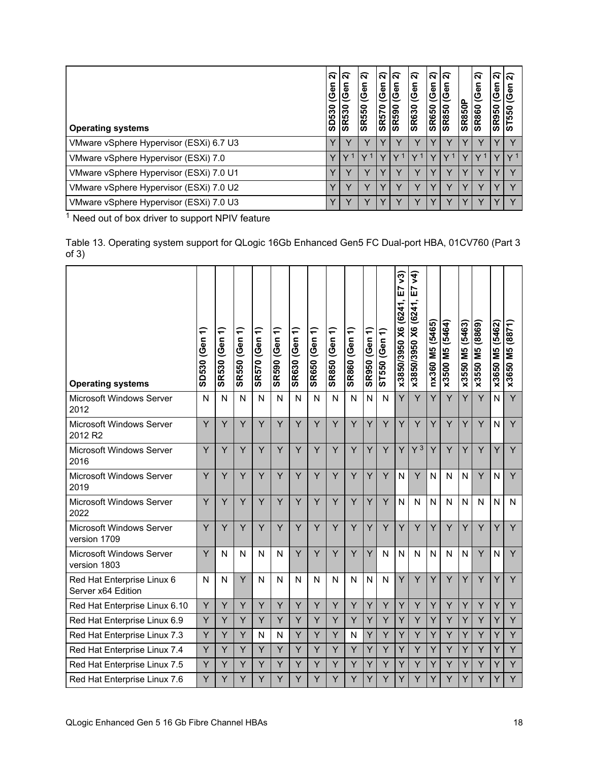| Operating systems | SD530 (Gen 2) | SR530 (Gen 2) | SR550 (Gen 2) | SR570 (Gen 2) | SR590 (Gen 2) | SR630 (Gen 2) | SR650 (Gen 2) | SR850 (Gen 2) | SR850P | SR860 (Gen 2) | SR950 (Gen 2) | ST550 (Gen 2) |
|---|---|---|---|---|---|---|---|---|---|---|---|---|
| VMware vSphere Hypervisor (ESXi) 6.7 U3 | Y | Y | Y | Y | Y | Y | Y | Y | Y | Y | Y | Y |
| VMware vSphere Hypervisor (ESXi) 7.0 | Y | Y [1] | Y [1] | Y | Y [1] | Y [1] | Y | Y [1] | Y | Y [1] | Y | Y [1] |
| VMware vSphere Hypervisor (ESXi) 7.0 U1 | Y | Y | Y | Y | Y | Y | Y | Y | Y | Y | Y | Y |
| VMware vSphere Hypervisor (ESXi) 7.0 U2 | Y | Y | Y | Y | Y | Y | Y | Y | Y | Y | Y | Y |
| VMware vSphere Hypervisor (ESXi) 7.0 U3 | Y | Y | Y | Y | Y | Y | Y | Y | Y | Y | Y | Y |

[1] Need out of box driver to support NPIV feature

Table 13. Operating system support for QLogic 16Gb Enhanced Gen5 FC Dual-port HBA, 01CV760 (Part 3 of 3)

| Operating systems | SD530 (Gen 1) | SR530 (Gen 1) | SR550 (Gen 1) | SR570 (Gen 1) | SR590 (Gen 1) | SR630 (Gen 1) | SR650 (Gen 1) | SR850 (Gen 1) | SR860 (Gen 1) | SR950 (Gen 1) | ST550 (Gen 1) | x3850/3950 X6 (6241, E7 v3) | x3850/3950 X6 (6241, E7 v4) | nx360 M5 (5465) | x3500 M5 (5464) | x3550 M5 (5463) | x3550 M5 (8869) | x3650 M5 (5462) | x3650 M5 (8871) |
|---|---|---|---|---|---|---|---|---|---|---|---|---|---|---|---|---|---|---|---|
| Microsoft Windows Server 2012 | N | N | N | N | N | N | N | N | N | N | N | Y | Y | Y | Y | Y | Y | N | Y |
| Microsoft Windows Server 2012 R2 | Y | Y | Y | Y | Y | Y | Y | Y | Y | Y | Y | Y | Y | Y | Y | Y | Y | N | Y |
| Microsoft Windows Server 2016 | Y | Y | Y | Y | Y | Y | Y | Y | Y | Y | Y | Y | Y [3] | Y | Y | Y | Y | Y | Y |
| Microsoft Windows Server 2019 | Y | Y | Y | Y | Y | Y | Y | Y | Y | Y | Y | N | Y | N | N | N | Y | N | Y |
| Microsoft Windows Server 2022 | Y | Y | Y | Y | Y | Y | Y | Y | Y | Y | Y | N | N | N | N | N | N | N | N |
| Microsoft Windows Server version 1709 | Y | Y | Y | Y | Y | Y | Y | Y | Y | Y | Y | Y | Y | Y | Y | Y | Y | Y | Y |
| Microsoft Windows Server version 1803 | Y | N | N | N | N | Y | Y | Y | Y | Y | N | N | N | N | N | N | Y | N | Y |
| Red Hat Enterprise Linux 6 Server x64 Edition | N | N | Y | N | N | N | N | N | N | N | N | Y | Y | Y | Y | Y | Y | Y | Y |
| Red Hat Enterprise Linux 6.10 | Y | Y | Y | Y | Y | Y | Y | Y | Y | Y | Y | Y | Y | Y | Y | Y | Y | Y | Y |
| Red Hat Enterprise Linux 6.9 | Y | Y | Y | Y | Y | Y | Y | Y | Y | Y | Y | Y | Y | Y | Y | Y | Y | Y | Y |
| Red Hat Enterprise Linux 7.3 | Y | Y | Y | N | N | Y | Y | Y | N | Y | Y | Y | Y | Y | Y | Y | Y | Y | Y |
| Red Hat Enterprise Linux 7.4 | Y | Y | Y | Y | Y | Y | Y | Y | Y | Y | Y | Y | Y | Y | Y | Y | Y | Y | Y |
| Red Hat Enterprise Linux 7.5 | Y | Y | Y | Y | Y | Y | Y | Y | Y | Y | Y | Y | Y | Y | Y | Y | Y | Y | Y |
| Red Hat Enterprise Linux 7.6 | Y | Y | Y | Y | Y | Y | Y | Y | Y | Y | Y | Y | Y | Y | Y | Y | Y | Y | Y |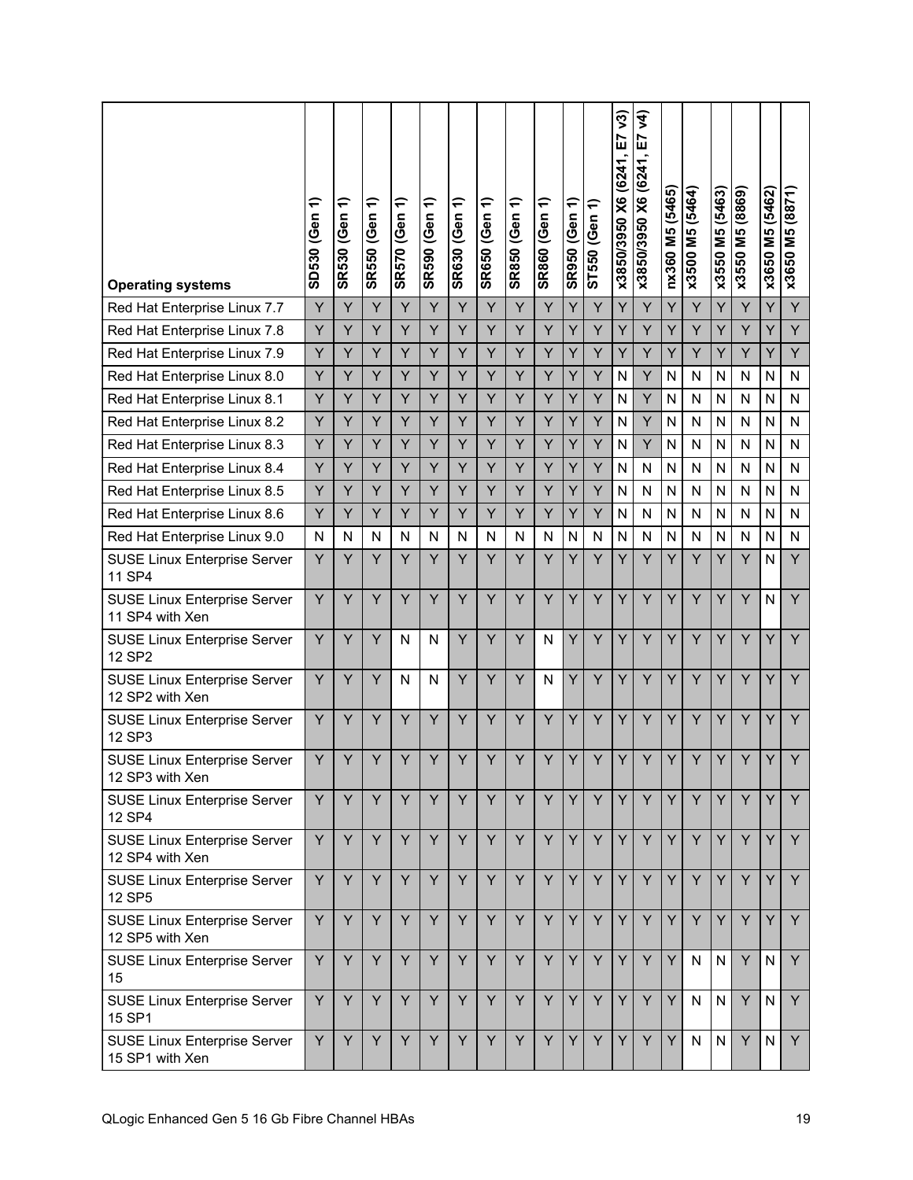| Operating systems | SD530 (Gen 1) | SR530 (Gen 1) | SR550 (Gen 1) | SR570 (Gen 1) | SR590 (Gen 1) | SR630 (Gen 1) | SR650 (Gen 1) | SR850 (Gen 1) | SR860 (Gen 1) | SR950 (Gen 1) | ST550 (Gen 1) | x3850/3950 X6 (6241, E7 v3) | x3850/3950 X6 (6241, E7 v4) | nx360 M5 (5465) | x3500 M5 (5464) | x3550 M5 (5463) | x3550 M5 (8869) | x3650 M5 (5462) | x3650 M5 (8871) |
|---|---|---|---|---|---|---|---|---|---|---|---|---|---|---|---|---|---|---|---|
| Red Hat Enterprise Linux 7.7 | Y | Y | Y | Y | Y | Y | Y | Y | Y | Y | Y | Y | Y | Y | Y | Y | Y | Y | Y |
| Red Hat Enterprise Linux 7.8 | Y | Y | Y | Y | Y | Y | Y | Y | Y | Y | Y | Y | Y | Y | Y | Y | Y | Y | Y |
| Red Hat Enterprise Linux 7.9 | Y | Y | Y | Y | Y | Y | Y | Y | Y | Y | Y | Y | Y | Y | Y | Y | Y | Y | Y |
| Red Hat Enterprise Linux 8.0 | Y | Y | Y | Y | Y | Y | Y | Y | Y | Y | Y | N | Y | N | N | N | N | N | N |
| Red Hat Enterprise Linux 8.1 | Y | Y | Y | Y | Y | Y | Y | Y | Y | Y | Y | N | Y | N | N | N | N | N | N |
| Red Hat Enterprise Linux 8.2 | Y | Y | Y | Y | Y | Y | Y | Y | Y | Y | Y | N | Y | N | N | N | N | N | N |
| Red Hat Enterprise Linux 8.3 | Y | Y | Y | Y | Y | Y | Y | Y | Y | Y | Y | N | Y | N | N | N | N | N | N |
| Red Hat Enterprise Linux 8.4 | Y | Y | Y | Y | Y | Y | Y | Y | Y | Y | Y | N | N | N | N | N | N | N | N |
| Red Hat Enterprise Linux 8.5 | Y | Y | Y | Y | Y | Y | Y | Y | Y | Y | Y | N | N | N | N | N | N | N | N |
| Red Hat Enterprise Linux 8.6 | Y | Y | Y | Y | Y | Y | Y | Y | Y | Y | Y | N | N | N | N | N | N | N | N |
| Red Hat Enterprise Linux 9.0 | N | N | N | N | N | N | N | N | N | N | N | N | N | N | N | N | N | N | N |
| SUSE Linux Enterprise Server 11 SP4 | Y | Y | Y | Y | Y | Y | Y | Y | Y | Y | Y | Y | Y | Y | Y | Y | Y | N | Y |
| SUSE Linux Enterprise Server 11 SP4 with Xen | Y | Y | Y | Y | Y | Y | Y | Y | Y | Y | Y | Y | Y | Y | Y | Y | Y | N | Y |
| SUSE Linux Enterprise Server 12 SP2 | Y | Y | Y | N | N | Y | Y | Y | N | Y | Y | Y | Y | Y | Y | Y | Y | Y | Y |
| SUSE Linux Enterprise Server 12 SP2 with Xen | Y | Y | Y | N | N | Y | Y | Y | N | Y | Y | Y | Y | Y | Y | Y | Y | Y | Y |
| SUSE Linux Enterprise Server 12 SP3 | Y | Y | Y | Y | Y | Y | Y | Y | Y | Y | Y | Y | Y | Y | Y | Y | Y | Y | Y |
| SUSE Linux Enterprise Server 12 SP3 with Xen | Y | Y | Y | Y | Y | Y | Y | Y | Y | Y | Y | Y | Y | Y | Y | Y | Y | Y | Y |
| SUSE Linux Enterprise Server 12 SP4 | Y | Y | Y | Y | Y | Y | Y | Y | Y | Y | Y | Y | Y | Y | Y | Y | Y | Y | Y |
| SUSE Linux Enterprise Server 12 SP4 with Xen | Y | Y | Y | Y | Y | Y | Y | Y | Y | Y | Y | Y | Y | Y | Y | Y | Y | Y | Y |
| SUSE Linux Enterprise Server 12 SP5 | Y | Y | Y | Y | Y | Y | Y | Y | Y | Y | Y | Y | Y | Y | Y | Y | Y | Y | Y |
| SUSE Linux Enterprise Server 12 SP5 with Xen | Y | Y | Y | Y | Y | Y | Y | Y | Y | Y | Y | Y | Y | Y | Y | Y | Y | Y | Y |
| SUSE Linux Enterprise Server 15 | Y | Y | Y | Y | Y | Y | Y | Y | Y | Y | Y | Y | Y | Y | N | N | Y | N | Y |
| SUSE Linux Enterprise Server 15 SP1 | Y | Y | Y | Y | Y | Y | Y | Y | Y | Y | Y | Y | Y | Y | N | N | Y | N | Y |
| SUSE Linux Enterprise Server 15 SP1 with Xen | Y | Y | Y | Y | Y | Y | Y | Y | Y | Y | Y | Y | Y | Y | N | N | Y | N | Y |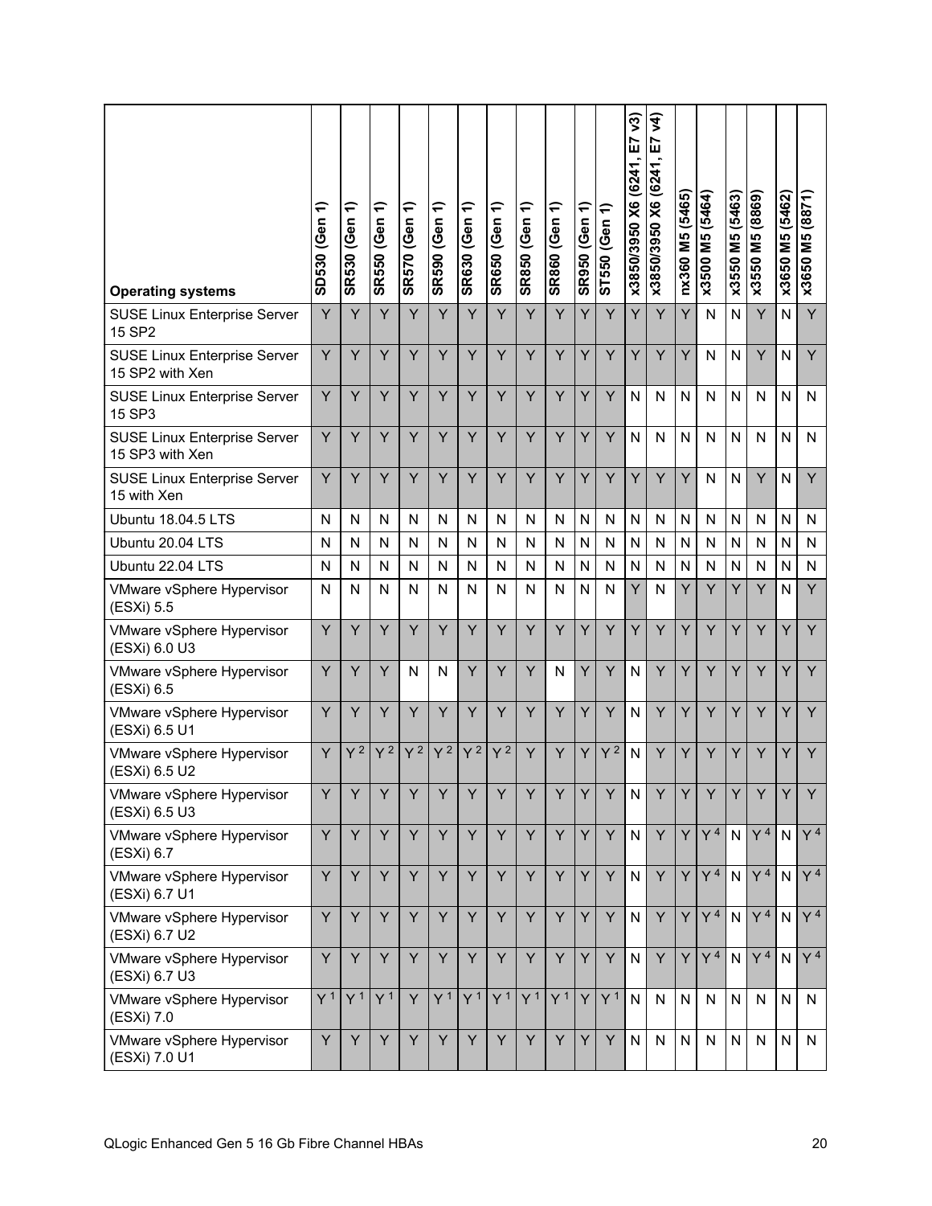| Operating systems | SD530 (Gen 1) | SR530 (Gen 1) | SR550 (Gen 1) | SR570 (Gen 1) | SR590 (Gen 1) | SR630 (Gen 1) | SR650 (Gen 1) | SR850 (Gen 1) | SR860 (Gen 1) | SR950 (Gen 1) | ST550 (Gen 1) | x3850/3950 X6 (6241, E7 v3) | x3850/3950 X6 (6241, E7 v4) | nx360 M5 (5465) | x3500 M5 (5464) | x3550 M5 (5463) | x3550 M5 (8869) | x3650 M5 (5462) | x3650 M5 (8871) |
|---|---|---|---|---|---|---|---|---|---|---|---|---|---|---|---|---|---|---|---|
| SUSE Linux Enterprise Server 15 SP2 | Y | Y | Y | Y | Y | Y | Y | Y | Y | Y | Y | Y | Y | Y | N | N | Y | N | Y |
| SUSE Linux Enterprise Server 15 SP2 with Xen | Y | Y | Y | Y | Y | Y | Y | Y | Y | Y | Y | Y | Y | Y | N | N | Y | N | Y |
| SUSE Linux Enterprise Server 15 SP3 | Y | Y | Y | Y | Y | Y | Y | Y | Y | Y | Y | N | N | N | N | N | N | N | N |
| SUSE Linux Enterprise Server 15 SP3 with Xen | Y | Y | Y | Y | Y | Y | Y | Y | Y | Y | Y | N | N | N | N | N | N | N | N |
| SUSE Linux Enterprise Server 15 with Xen | Y | Y | Y | Y | Y | Y | Y | Y | Y | Y | Y | Y | Y | Y | N | N | Y | N | Y |
| Ubuntu 18.04.5 LTS | N | N | N | N | N | N | N | N | N | N | N | N | N | N | N | N | N | N | N |
| Ubuntu 20.04 LTS | N | N | N | N | N | N | N | N | N | N | N | N | N | N | N | N | N | N | N |
| Ubuntu 22.04 LTS | N | N | N | N | N | N | N | N | N | N | N | N | N | N | N | N | N | N | N |
| VMware vSphere Hypervisor (ESXi) 5.5 | N | N | N | N | N | N | N | N | N | N | N | Y | N | Y | Y | Y | Y | N | Y |
| VMware vSphere Hypervisor (ESXi) 6.0 U3 | Y | Y | Y | Y | Y | Y | Y | Y | Y | Y | Y | Y | Y | Y | Y | Y | Y | Y | Y |
| VMware vSphere Hypervisor (ESXi) 6.5 | Y | Y | Y | N | N | Y | Y | Y | N | Y | Y | N | Y | Y | Y | Y | Y | Y | Y |
| VMware vSphere Hypervisor (ESXi) 6.5 U1 | Y | Y | Y | Y | Y | Y | Y | Y | Y | Y | Y | N | Y | Y | Y | Y | Y | Y | Y |
| VMware vSphere Hypervisor (ESXi) 6.5 U2 | Y | Y [2] | Y [2] | Y [2] | Y [2] | Y [2] | Y [2] | Y | Y | Y | Y [2] | N | Y | Y | Y | Y | Y | Y | Y |
| VMware vSphere Hypervisor (ESXi) 6.5 U3 | Y | Y | Y | Y | Y | Y | Y | Y | Y | Y | Y | N | Y | Y | Y | Y | Y | Y | Y |
| VMware vSphere Hypervisor (ESXi) 6.7 | Y | Y | Y | Y | Y | Y | Y | Y | Y | Y | Y | N | Y | Y | Y [4] | N | Y [4] | N | Y [4] |
| VMware vSphere Hypervisor (ESXi) 6.7 U1 | Y | Y | Y | Y | Y | Y | Y | Y | Y | Y | Y | N | Y | Y | Y [4] | N | Y [4] | N | Y [4] |
| VMware vSphere Hypervisor (ESXi) 6.7 U2 | Y | Y | Y | Y | Y | Y | Y | Y | Y | Y | Y | N | Y | Y | Y [4] | N | Y [4] | N | Y [4] |
| VMware vSphere Hypervisor (ESXi) 6.7 U3 | Y | Y | Y | Y | Y | Y | Y | Y | Y | Y | Y | N | Y | Y | Y [4] | N | Y [4] | N | Y [4] |
| VMware vSphere Hypervisor (ESXi) 7.0 | Y [1] | Y [1] | Y [1] | Y | Y [1] | Y [1] | Y [1] | Y [1] | Y [1] | Y | Y [1] | N | N | N | N | N | N | N | N |
| VMware vSphere Hypervisor (ESXi) 7.0 U1 | Y | Y | Y | Y | Y | Y | Y | Y | Y | Y | Y | N | N | N | N | N | N | N | N |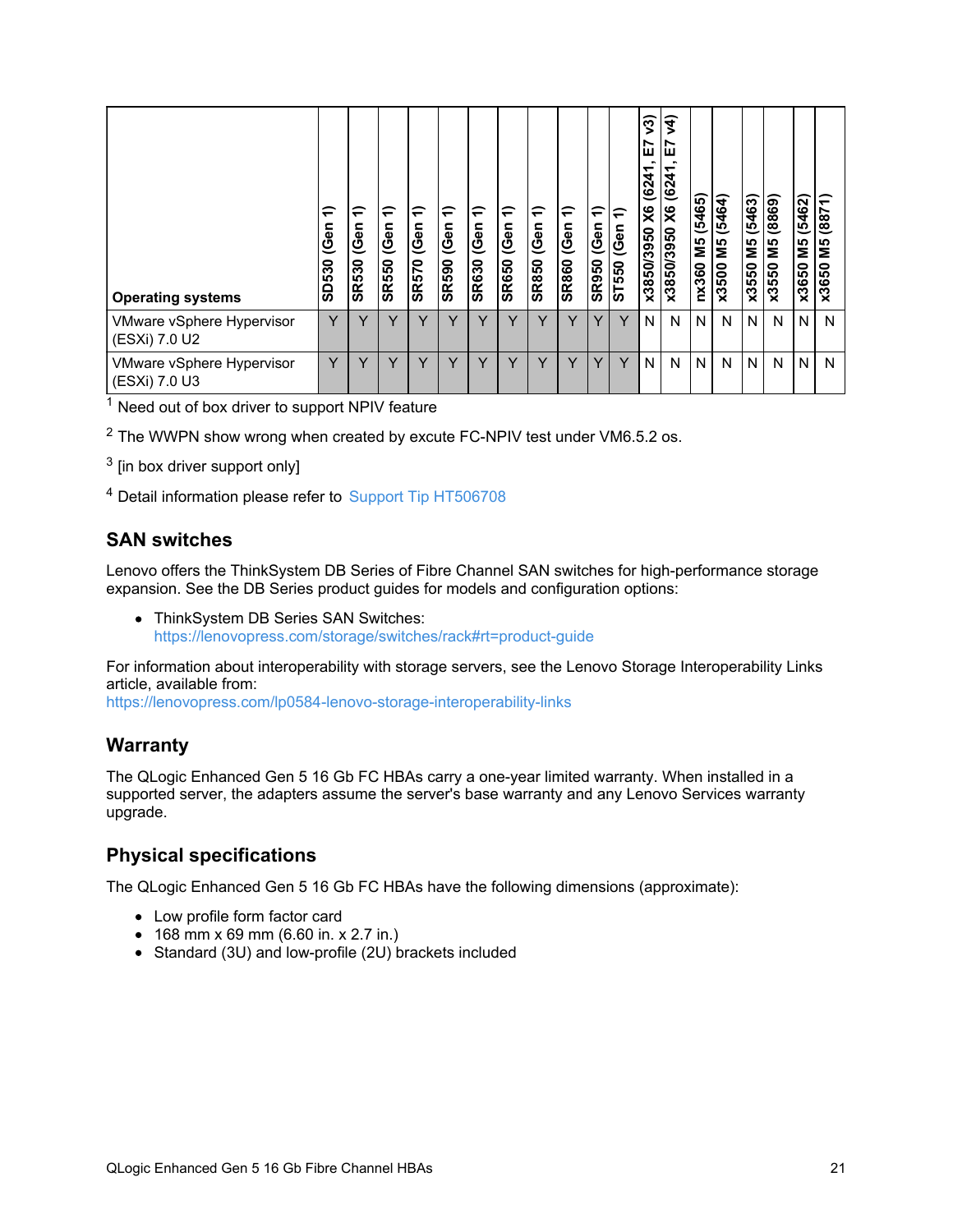| Operating systems | SD530 (Gen 1) | SR530 (Gen 1) | SR550 (Gen 1) | SR570 (Gen 1) | SR590 (Gen 1) | SR630 (Gen 1) | SR650 (Gen 1) | SR850 (Gen 1) | SR860 (Gen 1) | SR950 (Gen 1) | ST550 (Gen 1) | x3850/3950 X6 (6241, E7 v3) | x3850/3950 X6 (6241, E7 v4) | nx360 M5 (5465) | x3500 M5 (5464) | x3550 M5 (5463) | x3550 M5 (8869) | x3650 M5 (5462) | x3650 M5 (8871) |
|---|---|---|---|---|---|---|---|---|---|---|---|---|---|---|---|---|---|---|---|
| VMware vSphere Hypervisor (ESXi) 7.0 U2 | Y | Y | Y | Y | Y | Y | Y | Y | Y | Y | Y | N | N | N | N | N | N | N | N |
| VMware vSphere Hypervisor (ESXi) 7.0 U3 | Y | Y | Y | Y | Y | Y | Y | Y | Y | Y | Y | N | N | N | N | N | N | N | N |

[1] Need out of box driver to support NPIV feature

[2] The WWPN show wrong when created by excute FC-NPIV test under VM6.5.2 os.

[3] [in box driver support only]

[4] Detail information please refer to Support Tip HT506708

## SAN switches

Lenovo offers the ThinkSystem DB Series of Fibre Channel SAN switches for high-performance storage expansion. See the DB Series product guides for models and configuration options:

- ThinkSystem DB Series SAN Switches:
  https://lenovopress.com/storage/switches/rack#rt=product-guide

For information about interoperability with storage servers, see the Lenovo Storage Interoperability Links article, available from:
https://lenovopress.com/lp0584-lenovo-storage-interoperability-links

## Warranty

The QLogic Enhanced Gen 5 16 Gb FC HBAs carry a one-year limited warranty. When installed in a supported server, the adapters assume the server's base warranty and any Lenovo Services warranty upgrade.

## Physical specifications

The QLogic Enhanced Gen 5 16 Gb FC HBAs have the following dimensions (approximate):

- Low profile form factor card
- 168 mm x 69 mm (6.60 in. x 2.7 in.)
- Standard (3U) and low-profile (2U) brackets included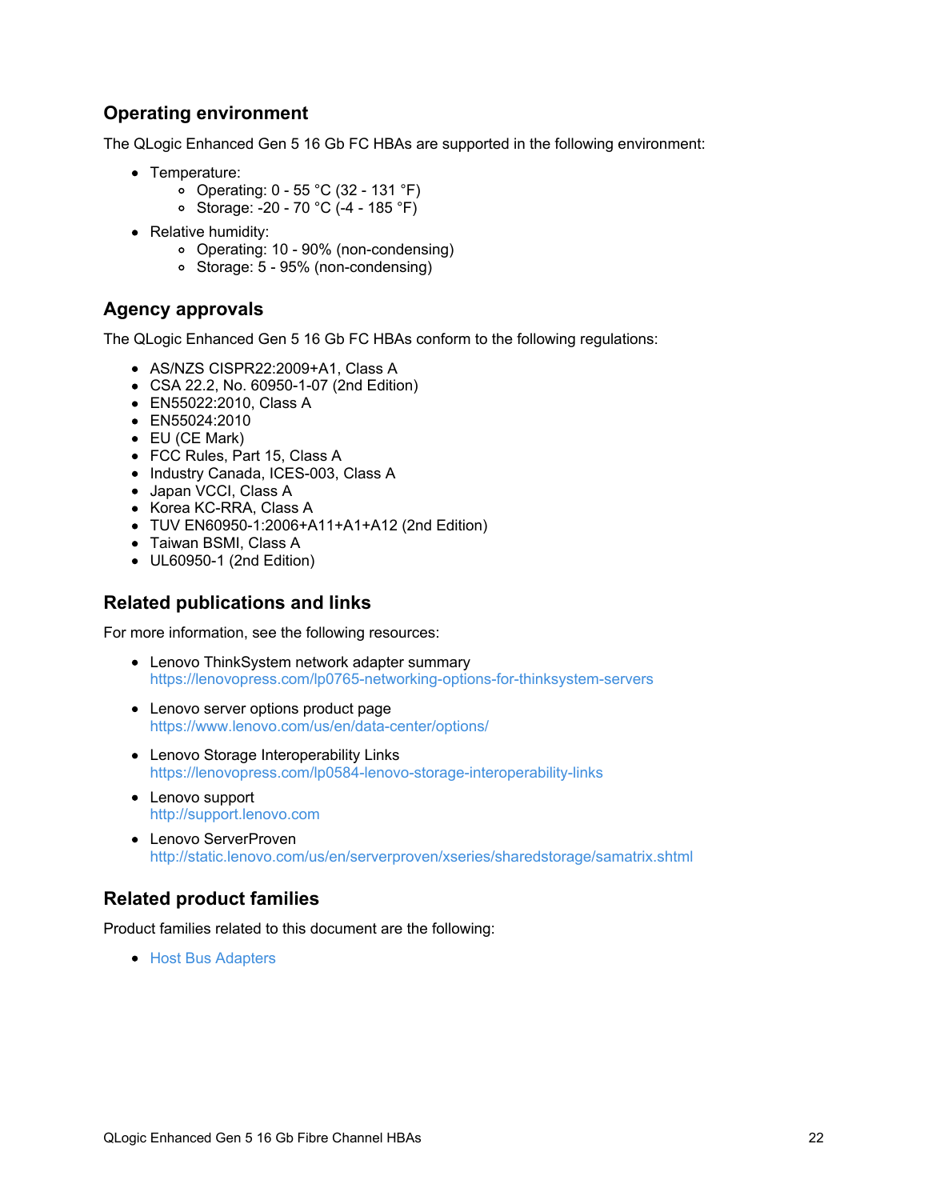## Operating environment

The QLogic Enhanced Gen 5 16 Gb FC HBAs are supported in the following environment:

- Temperature:
  - Operating: 0 - 55 °C (32 - 131 °F)
  - Storage: -20 - 70 °C (-4 - 185 °F)
- Relative humidity:
  - Operating: 10 - 90% (non-condensing)
  - Storage: 5 - 95% (non-condensing)

## Agency approvals

The QLogic Enhanced Gen 5 16 Gb FC HBAs conform to the following regulations:

- AS/NZS CISPR22:2009+A1, Class A
- CSA 22.2, No. 60950-1-07 (2nd Edition)
- EN55022:2010, Class A
- EN55024:2010
- EU (CE Mark)
- FCC Rules, Part 15, Class A
- Industry Canada, ICES-003, Class A
- Japan VCCI, Class A
- Korea KC-RRA, Class A
- TUV EN60950-1:2006+A11+A1+A12 (2nd Edition)
- Taiwan BSMI, Class A
- UL60950-1 (2nd Edition)

## Related publications and links

For more information, see the following resources:

- Lenovo ThinkSystem network adapter summary  
  https://lenovopress.com/lp0765-networking-options-for-thinksystem-servers
- Lenovo server options product page  
  https://www.lenovo.com/us/en/data-center/options/
- Lenovo Storage Interoperability Links  
  https://lenovopress.com/lp0584-lenovo-storage-interoperability-links
- Lenovo support  
  http://support.lenovo.com
- Lenovo ServerProven  
  http://static.lenovo.com/us/en/serverproven/xseries/sharedstorage/samatrix.shtml

## Related product families

Product families related to this document are the following:

- Host Bus Adapters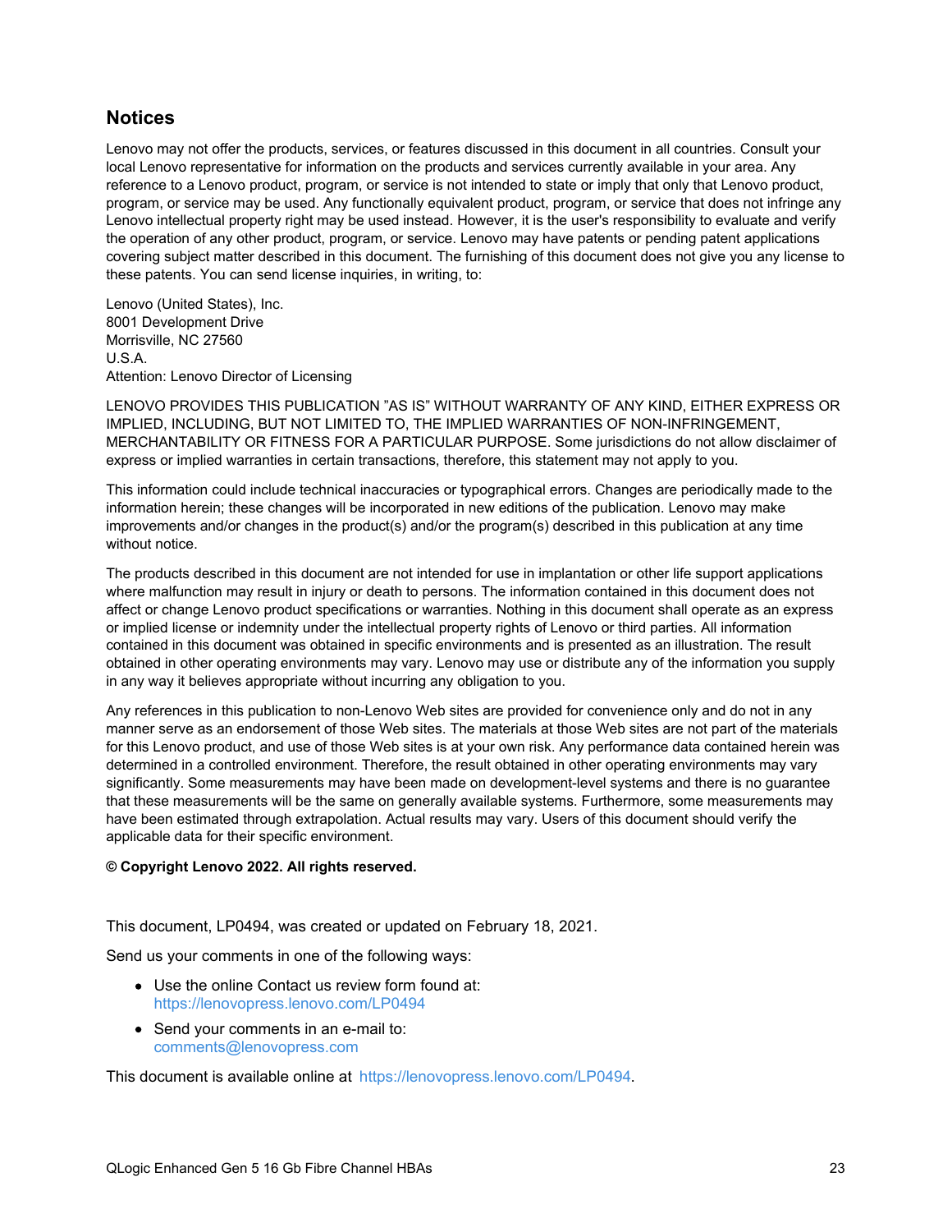## Notices

Lenovo may not offer the products, services, or features discussed in this document in all countries. Consult your local Lenovo representative for information on the products and services currently available in your area. Any reference to a Lenovo product, program, or service is not intended to state or imply that only that Lenovo product, program, or service may be used. Any functionally equivalent product, program, or service that does not infringe any Lenovo intellectual property right may be used instead. However, it is the user's responsibility to evaluate and verify the operation of any other product, program, or service. Lenovo may have patents or pending patent applications covering subject matter described in this document. The furnishing of this document does not give you any license to these patents. You can send license inquiries, in writing, to:

Lenovo (United States), Inc.
8001 Development Drive
Morrisville, NC 27560
U.S.A.
Attention: Lenovo Director of Licensing

LENOVO PROVIDES THIS PUBLICATION ”AS IS” WITHOUT WARRANTY OF ANY KIND, EITHER EXPRESS OR IMPLIED, INCLUDING, BUT NOT LIMITED TO, THE IMPLIED WARRANTIES OF NON-INFRINGEMENT, MERCHANTABILITY OR FITNESS FOR A PARTICULAR PURPOSE. Some jurisdictions do not allow disclaimer of express or implied warranties in certain transactions, therefore, this statement may not apply to you.

This information could include technical inaccuracies or typographical errors. Changes are periodically made to the information herein; these changes will be incorporated in new editions of the publication. Lenovo may make improvements and/or changes in the product(s) and/or the program(s) described in this publication at any time without notice.

The products described in this document are not intended for use in implantation or other life support applications where malfunction may result in injury or death to persons. The information contained in this document does not affect or change Lenovo product specifications or warranties. Nothing in this document shall operate as an express or implied license or indemnity under the intellectual property rights of Lenovo or third parties. All information contained in this document was obtained in specific environments and is presented as an illustration. The result obtained in other operating environments may vary. Lenovo may use or distribute any of the information you supply in any way it believes appropriate without incurring any obligation to you.

Any references in this publication to non-Lenovo Web sites are provided for convenience only and do not in any manner serve as an endorsement of those Web sites. The materials at those Web sites are not part of the materials for this Lenovo product, and use of those Web sites is at your own risk. Any performance data contained herein was determined in a controlled environment. Therefore, the result obtained in other operating environments may vary significantly. Some measurements may have been made on development-level systems and there is no guarantee that these measurements will be the same on generally available systems. Furthermore, some measurements may have been estimated through extrapolation. Actual results may vary. Users of this document should verify the applicable data for their specific environment.

**© Copyright Lenovo 2022. All rights reserved.**

This document, LP0494, was created or updated on February 18, 2021.

Send us your comments in one of the following ways:

- Use the online Contact us review form found at:
  https://lenovopress.lenovo.com/LP0494
- Send your comments in an e-mail to:
  comments@lenovopress.com

This document is available online at https://lenovopress.lenovo.com/LP0494.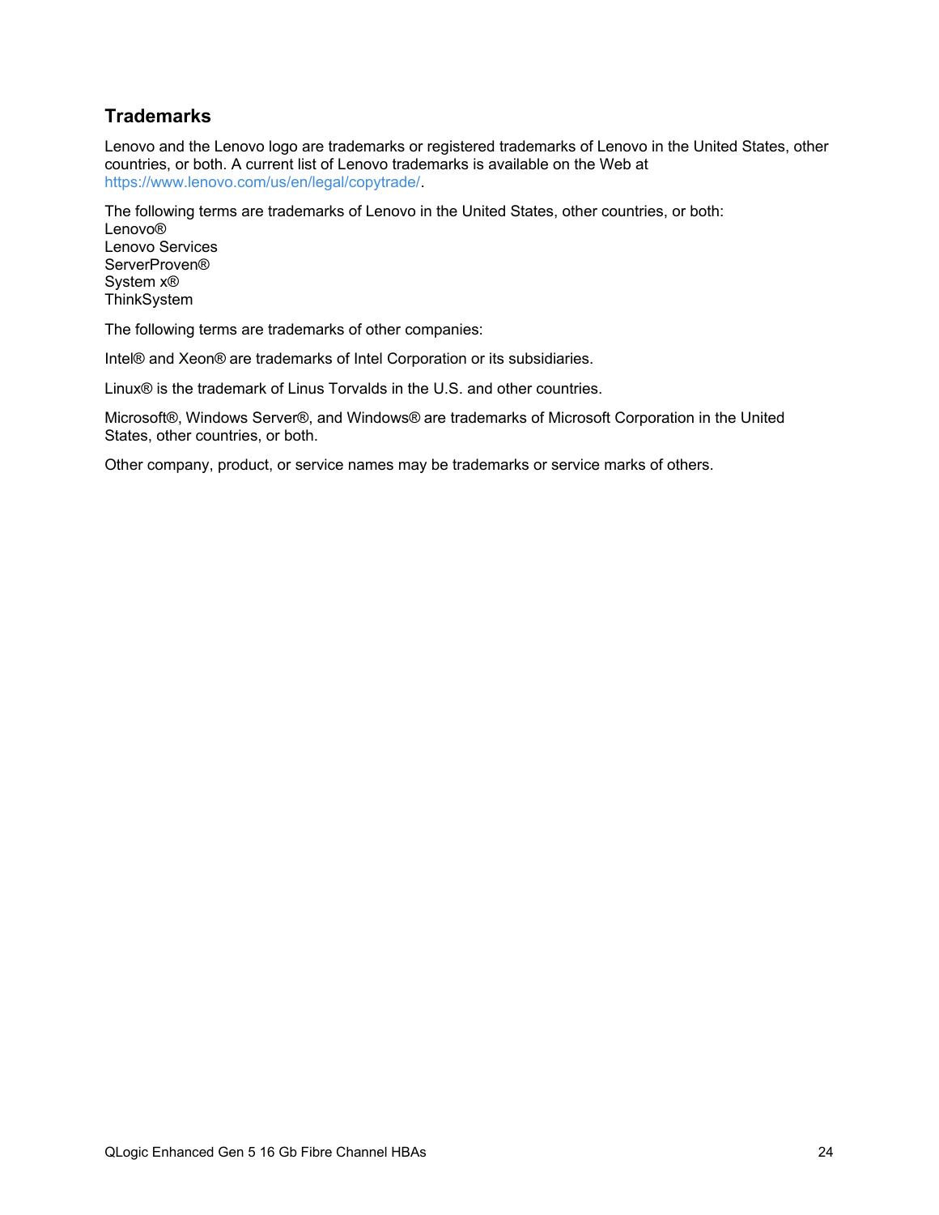## Trademarks

Lenovo and the Lenovo logo are trademarks or registered trademarks of Lenovo in the United States, other countries, or both. A current list of Lenovo trademarks is available on the Web at https://www.lenovo.com/us/en/legal/copytrade/.

The following terms are trademarks of Lenovo in the United States, other countries, or both:
Lenovo®
Lenovo Services
ServerProven®
System x®
ThinkSystem

The following terms are trademarks of other companies:

Intel® and Xeon® are trademarks of Intel Corporation or its subsidiaries.

Linux® is the trademark of Linus Torvalds in the U.S. and other countries.

Microsoft®, Windows Server®, and Windows® are trademarks of Microsoft Corporation in the United States, other countries, or both.

Other company, product, or service names may be trademarks or service marks of others.